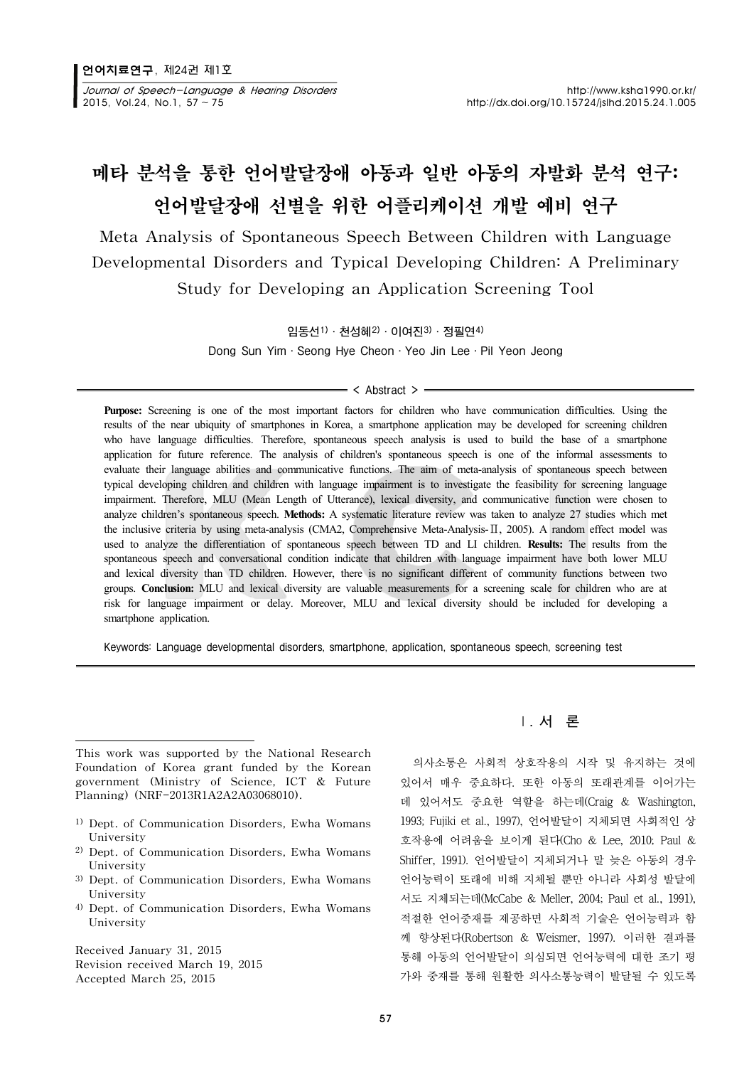# 메타 분석을 통한 언어발달장애 아동과 일반 아동의 자발화 분석 연구: 언어발달장애 선별을 위한 어플리케이션 개발 예비 연구

## Meta Analysis of Spontaneous Speech Between Children with Language Developmental Disorders and Typical Developing Children: A Preliminary Study for Developing an Application Screening Tool

임동선[1] · 천성혜[2] · 이여진[3] · 정필연[4]

Dong Sun Yim · Seong Hye Cheon · Yeo Jin Lee · Pil Yeon Jeong

< Abstract >

**Purpose:** Screening is one of the most important factors for children who have communication difficulties. Using the results of the near ubiquity of smartphones in Korea, a smartphone application may be developed for screening children who have language difficulties. Therefore, spontaneous speech analysis is used to build the base of a smartphone application for future reference. The analysis of children's spontaneous speech is one of the informal assessments to evaluate their language abilities and communicative functions. The aim of meta-analysis of spontaneous speech between typical developing children and children with language impairment is to investigate the feasibility for screening language impairment. Therefore, MLU (Mean Length of Utterance), lexical diversity, and communicative function were chosen to analyze children's spontaneous speech. **Methods:** A systematic literature review was taken to analyze 27 studies which met the inclusive criteria by using meta-analysis (CMA2, Comprehensive Meta-Analysis-Ⅱ, 2005). A random effect model was used to analyze the differentiation of spontaneous speech between TD and LI children. **Results:** The results from the spontaneous speech and conversational condition indicate that children with language impairment have both lower MLU and lexical diversity than TD children. However, there is no significant different of community functions between two groups. **Conclusion:** MLU and lexical diversity are valuable measurements for a screening scale for children who are at risk for language impairment or delay. Moreover, MLU and lexical diversity should be included for developing a smartphone application.

Keywords: Language developmental disorders, smartphone, application, spontaneous speech, screening test

This work was supported by the National Research Foundation of Korea grant funded by the Korean government (Ministry of Science, ICT & Future Planning) (NRF-2013R1A2A2A03068010).

[1] Dept. of Communication Disorders, Ewha Womans University
[2] Dept. of Communication Disorders, Ewha Womans University
[3] Dept. of Communication Disorders, Ewha Womans University
[4] Dept. of Communication Disorders, Ewha Womans University

Received January 31, 2015
Revision received March 19, 2015
Accepted March 25, 2015

## Ⅰ. 서 론

의사소통은 사회적 상호작용의 시작 및 유지하는 것에 있어서 매우 중요하다. 또한 아동의 또래관계를 이어가는 데 있어서도 중요한 역할을 하는데(Craig & Washington, 1993; Fujiki et al., 1997), 언어발달이 지체되면 사회적인 상호작용에 어려움을 보이게 된다(Cho & Lee, 2010; Paul & Shiffer, 1991). 언어발달이 지체되거나 말 늦은 아동의 경우 언어능력이 또래에 비해 지체될 뿐만 아니라 사회성 발달에서도 지체되는데(McCabe & Meller, 2004; Paul et al., 1991), 적절한 언어중재를 제공하면 사회적 기술은 언어능력과 함께 향상된다(Robertson & Weismer, 1997). 이러한 결과를 통해 아동의 언어발달이 의심되면 언어능력에 대한 조기 평가와 중재를 통해 원활한 의사소통능력이 발달될 수 있도록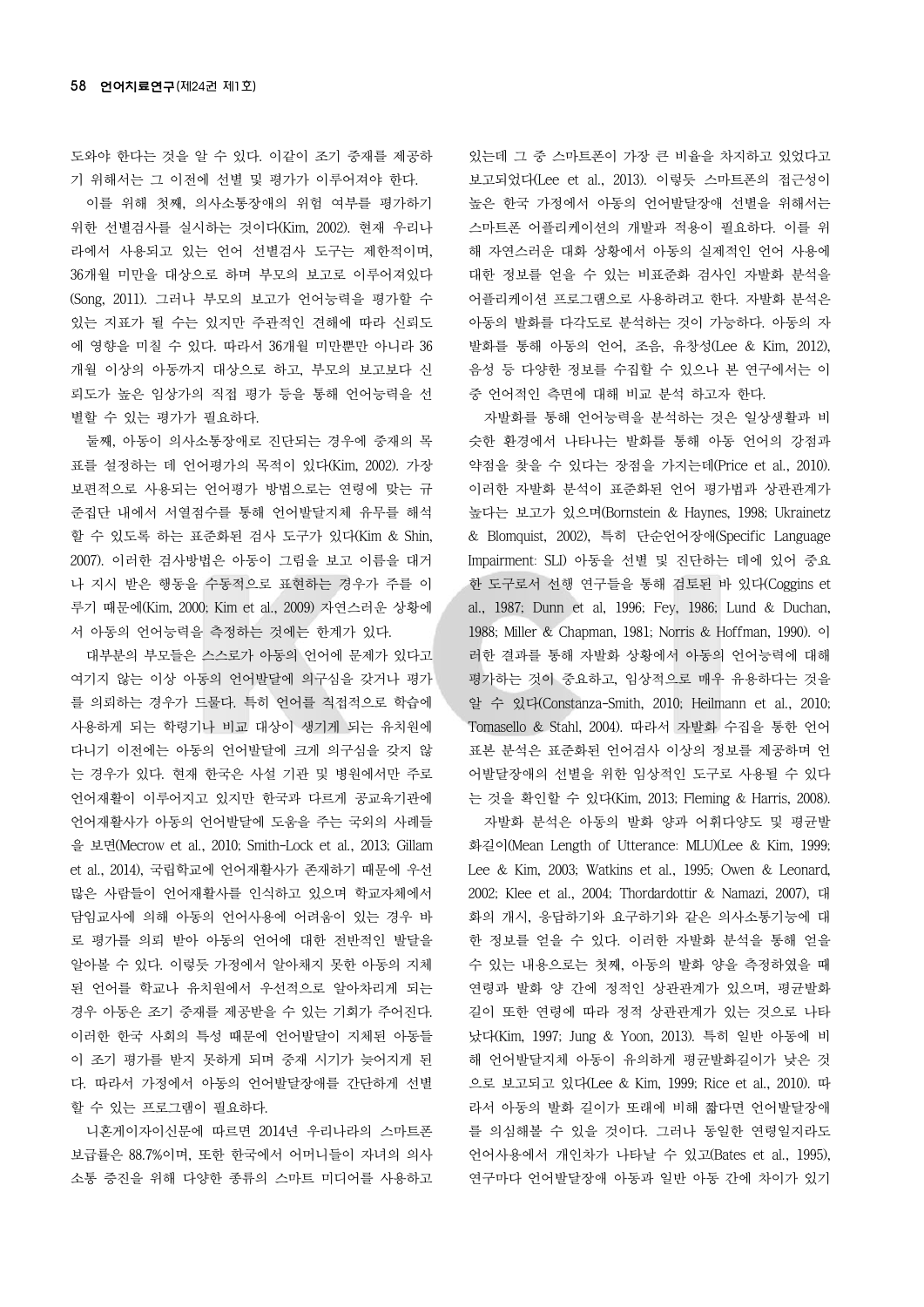도와야 한다는 것을 알 수 있다. 이같이 조기 중재를 제공하기 위해서는 그 이전에 선별 및 평가가 이루어져야 한다.

이를 위해 첫째, 의사소통장애의 위험 여부를 평가하기 위한 선별검사를 실시하는 것이다(Kim, 2002). 현재 우리나라에서 사용되고 있는 언어 선별검사 도구는 제한적이며, 36개월 미만을 대상으로 하며 부모의 보고로 이루어져있다(Song, 2011). 그러나 부모의 보고가 언어능력을 평가할 수 있는 지표가 될 수는 있지만 주관적인 견해에 따라 신뢰도에 영향을 미칠 수 있다. 따라서 36개월 미만뿐만 아니라 36개월 이상의 아동까지 대상으로 하고, 부모의 보고보다 신뢰도가 높은 임상가의 직접 평가 등을 통해 언어능력을 선별할 수 있는 평가가 필요하다.

둘째, 아동이 의사소통장애로 진단되는 경우에 중재의 목표를 설정하는 데 언어평가의 목적이 있다(Kim, 2002). 가장 보편적으로 사용되는 언어평가 방법으로는 연령에 맞는 규준집단 내에서 서열점수를 통해 언어발달지체 유무를 해석할 수 있도록 하는 표준화된 검사 도구가 있다(Kim & Shin, 2007). 이러한 검사방법은 아동이 그림을 보고 이름을 대거나 지시 받은 행동을 수동적으로 표현하는 경우가 주를 이루기 때문에(Kim, 2000; Kim et al., 2009) 자연스러운 상황에서 아동의 언어능력을 측정하는 것에는 한계가 있다.

대부분의 부모들은 스스로가 아동의 언어에 문제가 있다고 여기지 않는 이상 아동의 언어발달에 의구심을 갖거나 평가를 의뢰하는 경우가 드물다. 특히 언어를 직접적으로 학습에 사용하게 되는 학령기나 비교 대상이 생기게 되는 유치원에 다니기 이전에는 아동의 언어발달에 크게 의구심을 갖지 않는 경우가 있다. 현재 한국은 사설 기관 및 병원에서만 주로 언어재활이 이루어지고 있지만 한국과 다르게 공교육기관에 언어재활사가 아동의 언어발달에 도움을 주는 국외의 사례들을 보면(Mecrow et al., 2010; Smith-Lock et al., 2013; Gillam et al., 2014), 국립학교에 언어재활사가 존재하기 때문에 우선 많은 사람들이 언어재활사를 인식하고 있으며 학교자체에서 담임교사에 의해 아동의 언어사용에 어려움이 있는 경우 바로 평가를 의뢰 받아 아동의 언어에 대한 전반적인 발달을 알아볼 수 있다. 이렇듯 가정에서 알아채지 못한 아동의 지체된 언어를 학교나 유치원에서 우선적으로 알아차리게 되는 경우 아동은 조기 중재를 제공받을 수 있는 기회가 주어진다. 이러한 한국 사회의 특성 때문에 언어발달이 지체된 아동들이 조기 평가를 받지 못하게 되며 중재 시기가 늦어지게 된다. 따라서 가정에서 아동의 언어발달장애를 간단하게 선별할 수 있는 프로그램이 필요하다.

니혼게이자이신문에 따르면 2014년 우리나라의 스마트폰 보급률은 88.7%이며, 또한 한국에서 어머니들이 자녀의 의사소통 증진을 위해 다양한 종류의 스마트 미디어를 사용하고 있는데 그 중 스마트폰이 가장 큰 비율을 차지하고 있었다고 보고되었다(Lee et al., 2013). 이렇듯 스마트폰의 접근성이 높은 한국 가정에서 아동의 언어발달장애 선별을 위해서는 스마트폰 어플리케이션의 개발과 적용이 필요하다. 이를 위해 자연스러운 대화 상황에서 아동의 실제적인 언어 사용에 대한 정보를 얻을 수 있는 비표준화 검사인 자발화 분석을 어플리케이션 프로그램으로 사용하려고 한다. 자발화 분석은 아동의 발화를 다각도로 분석하는 것이 가능하다. 아동의 자발화를 통해 아동의 언어, 조음, 유창성(Lee & Kim, 2012), 음성 등 다양한 정보를 수집할 수 있으나 본 연구에서는 이 중 언어적인 측면에 대해 비교 분석 하고자 한다.

자발화를 통해 언어능력을 분석하는 것은 일상생활과 비슷한 환경에서 나타나는 발화를 통해 아동 언어의 강점과 약점을 찾을 수 있다는 장점을 가지는데(Price et al., 2010). 이러한 자발화 분석이 표준화된 언어 평가법과 상관관계가 높다는 보고가 있으며(Bornstein & Haynes, 1998; Ukrainetz & Blomquist, 2002), 특히 단순언어장애(Specific Language Impairment: SLI) 아동을 선별 및 진단하는 데에 있어 중요한 도구로서 선행 연구들을 통해 검토된 바 있다(Coggins et al., 1987; Dunn et al, 1996; Fey, 1986; Lund & Duchan, 1988; Miller & Chapman, 1981; Norris & Hoffman, 1990). 이러한 결과를 통해 자발화 상황에서 아동의 언어능력에 대해 평가하는 것이 중요하고, 임상적으로 매우 유용하다는 것을 알 수 있다(Constanza-Smith, 2010; Heilmann et al., 2010; Tomasello & Stahl, 2004). 따라서 자발화 수집을 통한 언어 표본 분석은 표준화된 언어검사 이상의 정보를 제공하며 언어발달장애의 선별을 위한 임상적인 도구로 사용될 수 있다는 것을 확인할 수 있다(Kim, 2013; Fleming & Harris, 2008).

자발화 분석은 아동의 발화 양과 어휘다양도 및 평균발화길이(Mean Length of Utterance: MLU)(Lee & Kim, 1999; Lee & Kim, 2003; Watkins et al., 1995; Owen & Leonard, 2002; Klee et al., 2004; Thordardottir & Namazi, 2007), 대화의 개시, 응답하기와 요구하기와 같은 의사소통기능에 대한 정보를 얻을 수 있다. 이러한 자발화 분석을 통해 얻을 수 있는 내용으로는 첫째, 아동의 발화 양을 측정하였을 때 연령과 발화 양 간에 정적인 상관관계가 있으며, 평균발화길이 또한 연령에 따라 정적 상관관계가 있는 것으로 나타났다(Kim, 1997; Jung & Yoon, 2013). 특히 일반 아동에 비해 언어발달지체 아동이 유의하게 평균발화길이가 낮은 것으로 보고되고 있다(Lee & Kim, 1999; Rice et al., 2010). 따라서 아동의 발화 길이가 또래에 비해 짧다면 언어발달장애를 의심해볼 수 있을 것이다. 그러나 동일한 연령일지라도 언어사용에서 개인차가 나타날 수 있고(Bates et al., 1995), 연구마다 언어발달장애 아동과 일반 아동 간에 차이가 있기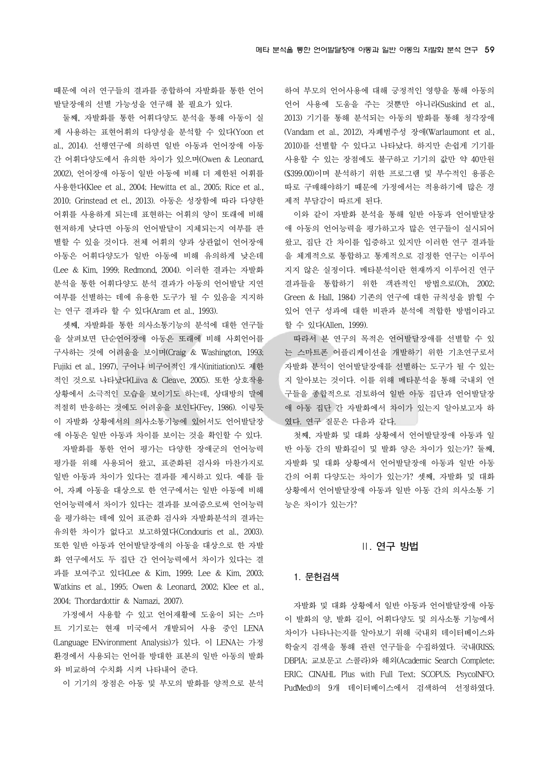때문에 여러 연구들의 결과를 종합하여 자발화를 통한 언어발달장애의 선별 가능성을 연구해 볼 필요가 있다.

둘째, 자발화를 통한 어휘다양도 분석을 통해 아동이 실제 사용하는 표현어휘의 다양성을 분석할 수 있다(Yoon et al., 2014). 선행연구에 의하면 일반 아동과 언어장애 아동 간 어휘다양도에서 유의한 차이가 있으며(Owen & Leonard, 2002), 언어장애 아동이 일반 아동에 비해 더 제한된 어휘를 사용한다(Klee et al., 2004; Hewitta et al., 2005; Rice et al., 2010; Grinstead et el., 2013). 아동은 성장함에 따라 다양한 어휘를 사용하게 되는데 표현하는 어휘의 양이 또래에 비해 현저하게 낮다면 아동의 언어발달이 지체되는지 여부를 판별할 수 있을 것이다. 전체 어휘의 양과 상관없이 언어장애 아동은 어휘다양도가 일반 아동에 비해 유의하게 낮은데(Lee & Kim, 1999; Redmond, 2004). 이러한 결과는 자발화 분석을 통한 어휘다양도 분석 결과가 아동의 언어발달 지연 여부를 선별하는 데에 유용한 도구가 될 수 있음을 지지하는 연구 결과라 할 수 있다(Aram et al., 1993).

셋째, 자발화를 통한 의사소통기능의 분석에 대한 연구들을 살펴보면 단순언어장애 아동은 또래에 비해 사회언어를 구사하는 것에 어려움을 보이며(Craig & Washington, 1993; Fujiki et al., 1997), 구어나 비구어적인 개시(initiation)도 제한적인 것으로 나타났다(Liiva & Cleave, 2005). 또한 상호작용 상황에서 소극적인 모습을 보이기도 하는데, 상대방의 말에 적절히 반응하는 것에도 어려움을 보인다(Fey, 1986). 이렇듯이 자발화 상황에서의 의사소통기능에 있어서도 언어발달장애 아동은 일반 아동과 차이를 보이는 것을 확인할 수 있다.

자발화를 통한 언어 평가는 다양한 장애군의 언어능력 평가를 위해 사용되어 왔고, 표준화된 검사와 마찬가지로 일반 아동과 차이가 있다는 결과를 제시하고 있다. 예를 들어, 자폐 아동을 대상으로 한 연구에서는 일반 아동에 비해 언어능력에서 차이가 있다는 결과를 보여줌으로써 언어능력을 평가하는 데에 있어 표준화 검사와 자발화분석의 결과는 유의한 차이가 없다고 보고하였다(Condouris et al., 2003). 또한 일반 아동과 언어발달장애의 아동을 대상으로 한 자발화 연구에서도 두 집단 간 언어능력에서 차이가 있다는 결과를 보여주고 있다(Lee & Kim, 1999; Lee & Kim, 2003; Watkins et al., 1995; Owen & Leonard, 2002; Klee et al., 2004; Thordardottir & Namazi, 2007).

가정에서 사용할 수 있고 언어재활에 도움이 되는 스마트 기기로는 현재 미국에서 개발되어 사용 중인 LENA (Language ENvironment Analysis)가 있다. 이 LENA는 가정 환경에서 사용되는 언어를 방대한 표본의 일반 아동의 발화와 비교하여 수치화 시켜 나타내어 준다.

이 기기의 장점은 아동 및 부모의 발화를 양적으로 분석하여 부모의 언어사용에 대해 긍정적인 영향을 통해 아동의 언어 사용에 도움을 주는 것뿐만 아니라(Suskind et al., 2013) 기기를 통해 분석되는 아동의 발화를 통해 청각장애(Vandam et al., 2012), 자폐범주성 장애(Warlaumont et al., 2010)를 선별할 수 있다고 나타났다. 하지만 손쉽게 기기를 사용할 수 있는 장점에도 불구하고 기기의 값만 약 40만원($399.00)이며 분석하기 위한 프로그램 및 부수적인 용품은 따로 구매해야하기 때문에 가정에서는 적용하기에 많은 경제적 부담감이 따르게 된다.

이와 같이 자발화 분석을 통해 일반 아동과 언어발달장애 아동의 언어능력을 평가하고자 많은 연구들이 실시되어 왔고, 집단 간 차이를 입증하고 있지만 이러한 연구 결과들을 체계적으로 통합하고 통계적으로 검정한 연구는 이루어지지 않은 실정이다. 메타분석이란 현재까지 이루어진 연구 결과들을 통합하기 위한 객관적인 방법으로(Oh, 2002; Green & Hall, 1984) 기존의 연구에 대한 규칙성을 밝힐 수 있어 연구 성과에 대한 비판과 분석에 적합한 방법이라고 할 수 있다(Allen, 1999).

따라서 본 연구의 목적은 언어발달장애를 선별할 수 있는 스마트폰 어플리케이션을 개발하기 위한 기초연구로서 자발화 분석이 언어발달장애를 선별하는 도구가 될 수 있는지 알아보는 것이다. 이를 위해 메타분석을 통해 국내외 연구들을 종합적으로 검토하여 일반 아동 집단과 언어발달장애 아동 집단 간 자발화에서 차이가 있는지 알아보고자 하였다. 연구 질문은 다음과 같다.

첫째, 자발화 및 대화 상황에서 언어발달장애 아동과 일반 아동 간의 발화길이 및 발화 양은 차이가 있는가? 둘째, 자발화 및 대화 상황에서 언어발달장애 아동과 일반 아동 간의 어휘 다양도는 차이가 있는가? 셋째, 자발화 및 대화 상황에서 언어발달장애 아동과 일반 아동 간의 의사소통 기능은 차이가 있는가?

## II. 연구 방법

### 1. 문헌검색

자발화 및 대화 상황에서 일반 아동과 언어발달장애 아동이 발화의 양, 발화 길이, 어휘다양도 및 의사소통 기능에서 차이가 나타나는지를 알아보기 위해 국내외 데이터베이스와 학술지 검색을 통해 관련 연구들을 수집하였다. 국내(RISS; DBPIA; 교보문고 스콜라)와 해외(Academic Search Complete; ERIC; CINAHL Plus with Full Text; SCOPUS; PsycoINFO; PudMed)의 9개 데이터베이스에서 검색하여 선정하였다.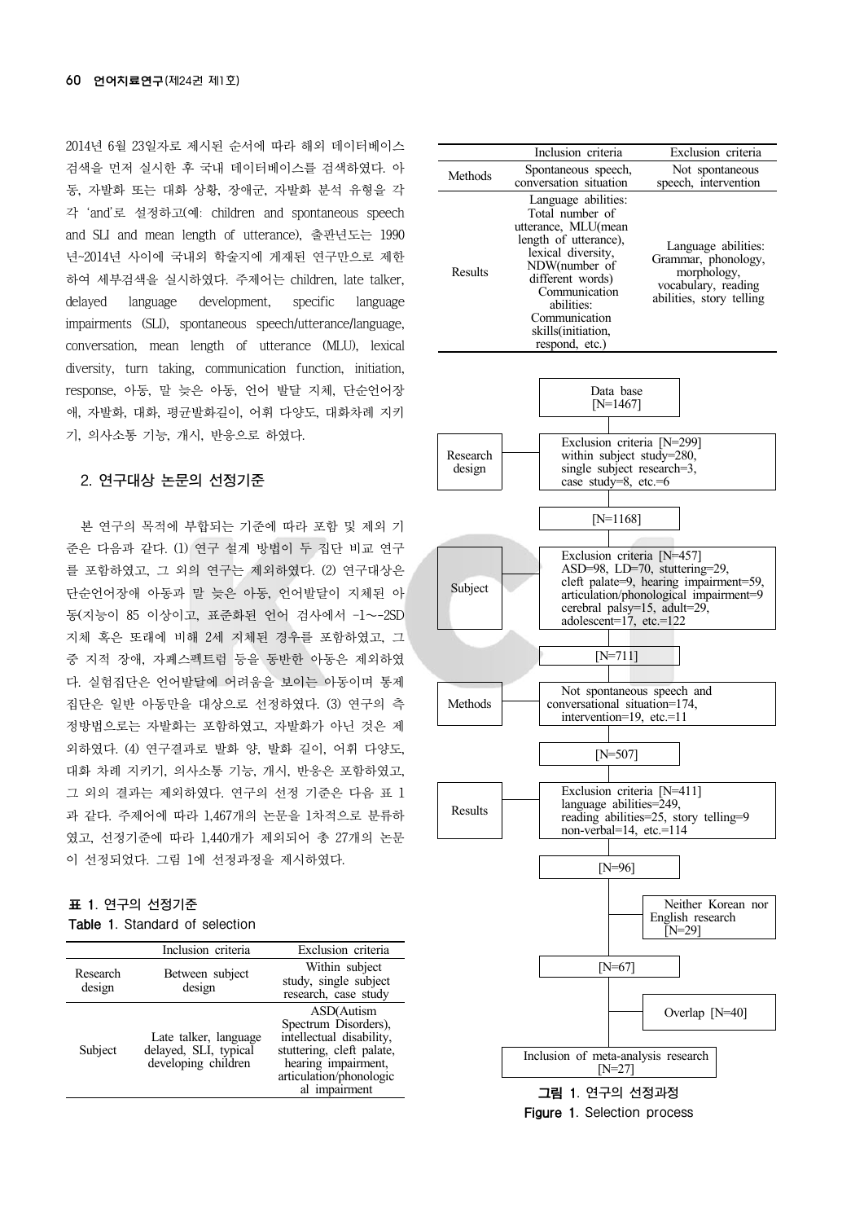2014년 6월 23일자로 제시된 순서에 따라 해외 데이터베이스 검색을 먼저 실시한 후 국내 데이터베이스를 검색하였다. 아동, 자발화 또는 대화 상황, 장애군, 자발화 분석 유형을 각각 'and'로 설정하고(예: children and spontaneous speech and SLI and mean length of utterance), 출판년도는 1990년~2014년 사이에 국내외 학술지에 게재된 연구만으로 제한하여 세부검색을 실시하였다. 주제어는 children, late talker, delayed language development, specific language impairments (SLI), spontaneous speech/utterance/language, conversation, mean length of utterance (MLU), lexical diversity, turn taking, communication function, initiation, response, 아동, 말 늦은 아동, 언어 발달 지체, 단순언어장애, 자발화, 대화, 평균발화길이, 어휘 다양도, 대화차례 지키기, 의사소통 기능, 개시, 반응으로 하였다.

## 2. 연구대상 논문의 선정기준

본 연구의 목적에 부합되는 기준에 따라 포함 및 제외 기준은 다음과 같다. (1) 연구 설계 방법이 두 집단 비교 연구를 포함하였고, 그 외의 연구는 제외하였다. (2) 연구대상은 단순언어장애 아동과 말 늦은 아동, 언어발달이 지체된 아동(지능이 85 이상이고, 표준화된 언어 검사에서 -1~-2SD 지체 혹은 또래에 비해 2세 지체된 경우를 포함하였고, 그 중 지적 장애, 자폐스펙트럼 등을 동반한 아동은 제외하였다. 실험집단은 언어발달에 어려움을 보이는 아동이며 통제집단은 일반 아동만을 대상으로 선정하였다. (3) 연구의 측정방법으로는 자발화는 포함하였고, 자발화가 아닌 것은 제외하였다. (4) 연구결과로 발화 양, 발화 길이, 어휘 다양도, 대화 차례 지키기, 의사소통 기능, 개시, 반응은 포함하였고, 그 외의 결과는 제외하였다. 연구의 선정 기준은 다음 표 1과 같다. 주제어에 따라 1,467개의 논문을 1차적으로 분류하였고, 선정기준에 따라 1,440개가 제외되어 총 27개의 논문이 선정되었다. 그림 1에 선정과정을 제시하였다.

**표 1**. 연구의 선정기준
**Table 1**. Standard of selection

| | Inclusion criteria | Exclusion criteria |
|---|---|---|
| Research design | Between subject design | Within subject study, single subject research, case study |
| Subject | Late talker, language delayed, SLI, typical developing children | ASD(Autism Spectrum Disorders), intellectual disability, stuttering, cleft palate, hearing impairment, articulation/phonological impairment |
| Methods | Spontaneous speech, conversation situation | Not spontaneous speech, intervention |
| Results | Language abilities: Total number of utterance, MLU(mean length of utterance), lexical diversity, NDW(number of different words) Communication abilities: Communication skills(initiation, respond, etc.) | Language abilities: Grammar, phonology, morphology, vocabulary, reading abilities, story telling |

Data base [N=1467]

Research design — Exclusion criteria [N=299] within subject study=280, single subject research=3, case study=8, etc.=6

[N=1168]

Subject — Exclusion criteria [N=457] ASD=98, LD=70, stuttering=29, cleft palate=9, hearing impairment=59, articulation/phonological impairment=9 cerebral palsy=15, adult=29, adolescent=17, etc.=122

[N=711]

Methods — Not spontaneous speech and conversational situation=174, intervention=19, etc.=11

[N=507]

Results — Exclusion criteria [N=411] language abilities=249, reading abilities=25, story telling=9 non-verbal=14, etc.=114

[N=96]

Neither Korean nor English research [N=29]

[N=67]

Overlap [N=40]

Inclusion of meta-analysis research [N=27]

**그림 1**. 연구의 선정과정
**Figure 1**. Selection process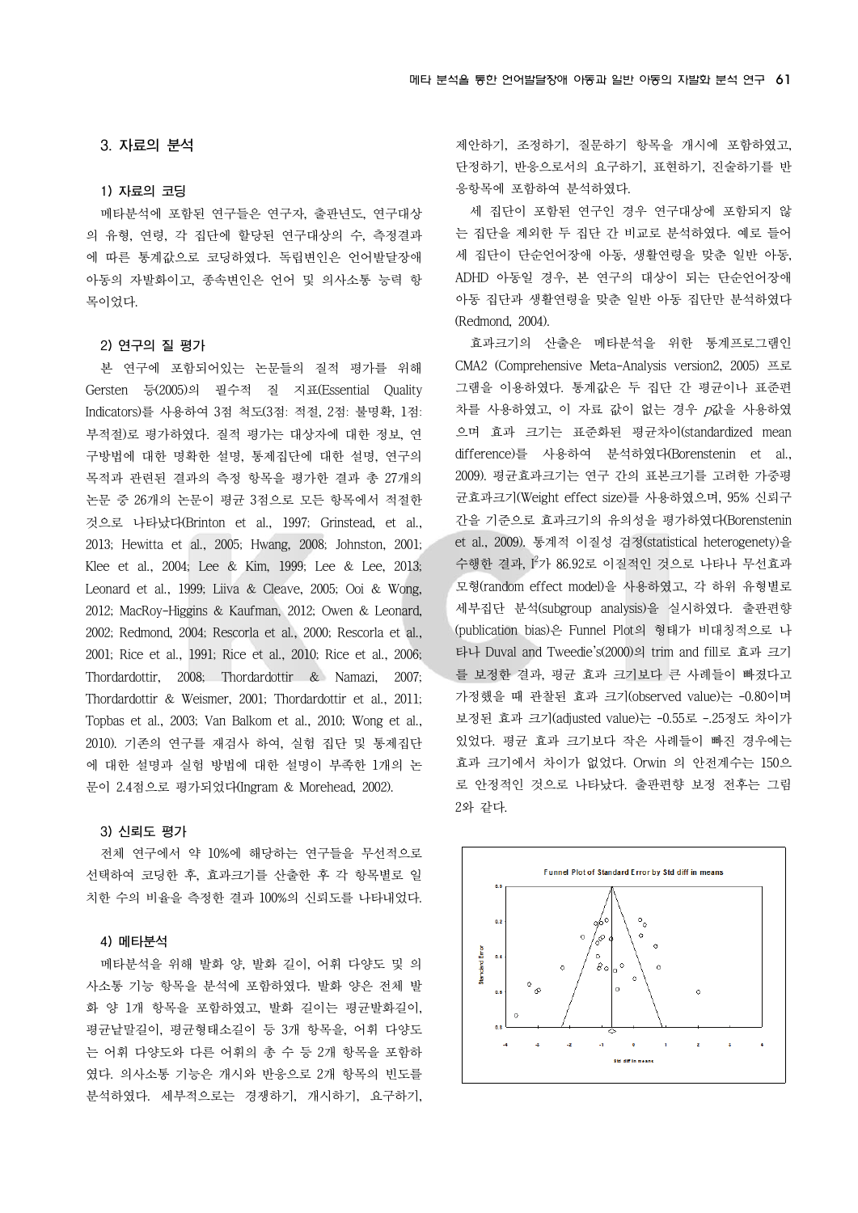### 3. 자료의 분석

#### 1) 자료의 코딩

메타분석에 포함된 연구들은 연구자, 출판년도, 연구대상의 유형, 연령, 각 집단에 할당된 연구대상의 수, 측정결과에 따른 통계값으로 코딩하였다. 독립변인은 언어발달장애 아동의 자발화이고, 종속변인은 언어 및 의사소통 능력 항목이었다.

#### 2) 연구의 질 평가

본 연구에 포함되어있는 논문들의 질적 평가를 위해 Gersten 등(2005)의 필수적 질 지표(Essential Quality Indicators)를 사용하여 3점 척도(3점: 적절, 2점: 불명확, 1점: 부적절)로 평가하였다. 질적 평가는 대상자에 대한 정보, 연구방법에 대한 명확한 설명, 통제집단에 대한 설명, 연구의 목적과 관련된 결과의 측정 항목을 평가한 결과 총 27개의 논문 중 26개의 논문이 평균 3점으로 모든 항목에서 적절한 것으로 나타났다(Brinton et al., 1997; Grinstead, et al., 2013; Hewitta et al., 2005; Hwang, 2008; Johnston, 2001; Klee et al., 2004; Lee & Kim, 1999; Lee & Lee, 2013; Leonard et al., 1999; Liiva & Cleave, 2005; Ooi & Wong, 2012; MacRoy-Higgins & Kaufman, 2012; Owen & Leonard, 2002; Redmond, 2004; Rescorla et al., 2000; Rescorla et al., 2001; Rice et al., 1991; Rice et al., 2010; Rice et al., 2006; Thordardottir, 2008; Thordardottir & Namazi, 2007; Thordardottir & Weismer, 2001; Thordardottir et al., 2011; Topbas et al., 2003; Van Balkom et al., 2010; Wong et al., 2010). 기존의 연구를 재검사 하여, 실험 집단 및 통제집단에 대한 설명과 실험 방법에 대한 설명이 부족한 1개의 논문이 2.4점으로 평가되었다(Ingram & Morehead, 2002).

#### 3) 신뢰도 평가

전체 연구에서 약 10%에 해당하는 연구들을 무선적으로 선택하여 코딩한 후, 효과크기를 산출한 후 각 항목별로 일치한 수의 비율을 측정한 결과 100%의 신뢰도를 나타내었다.

#### 4) 메타분석

메타분석을 위해 발화 양, 발화 길이, 어휘 다양도 및 의사소통 기능 항목을 분석에 포함하였다. 발화 양은 전체 발화 양 1개 항목을 포함하였고, 발화 길이는 평균발화길이, 평균낱말길이, 평균형태소길이 등 3개 항목을, 어휘 다양도는 어휘 다양도와 다른 어휘의 총 수 등 2개 항목을 포함하였다. 의사소통 기능은 개시와 반응으로 2개 항목의 빈도를 분석하였다. 세부적으로는 경쟁하기, 개시하기, 요구하기, 제안하기, 조정하기, 질문하기 항목을 개시에 포함하였고, 단정하기, 반응으로서의 요구하기, 표현하기, 진술하기를 반응항목에 포함하여 분석하였다.

세 집단이 포함된 연구인 경우 연구대상에 포함되지 않는 집단을 제외한 두 집단 간 비교로 분석하였다. 예로 들어 세 집단이 단순언어장애 아동, 생활연령을 맞춘 일반 아동, ADHD 아동일 경우, 본 연구의 대상이 되는 단순언어장애 아동 집단과 생활연령을 맞춘 일반 아동 집단만 분석하였다(Redmond, 2004).

효과크기의 산출은 메타분석을 위한 통계프로그램인 CMA2 (Comprehensive Meta-Analysis version2, 2005) 프로그램을 이용하였다. 통계값은 두 집단 간 평균이나 표준편차를 사용하였고, 이 자료 값이 없는 경우 *p*값을 사용하였으며 효과 크기는 표준화된 평균차이(standardized mean difference)를 사용하여 분석하였다(Borenstenin et al., 2009). 평균효과크기는 연구 간의 표본크기를 고려한 가중평균효과크기(Weight effect size)를 사용하였으며, 95% 신뢰구간을 기준으로 효과크기의 유의성을 평가하였다(Borenstenin et al., 2009). 통계적 이질성 검정(statistical heterogenety)을 수행한 결과, $I^2$가 86.92로 이질적인 것으로 나타나 무선효과모형(random effect model)을 사용하였고, 각 하위 유형별로 세부집단 분석(subgroup analysis)을 실시하였다. 출판편향(publication bias)은 Funnel Plot의 형태가 비대칭적으로 나타나 Duval and Tweedie's(2000)의 trim and fill로 효과 크기를 보정한 결과, 평균 효과 크기보다 큰 사례들이 빠졌다고 가정했을 때 관찰된 효과 크기(observed value)는 -0.80이며 보정된 효과 크기(adjusted value)는 -0.55로 -.25정도 차이가 있었다. 평균 효과 크기보다 작은 사례들이 빠진 경우에는 효과 크기에서 차이가 없었다. Orwin 의 안전계수는 150으로 안정적인 것으로 나타났다. 출판편향 보정 전후는 그림 2와 같다.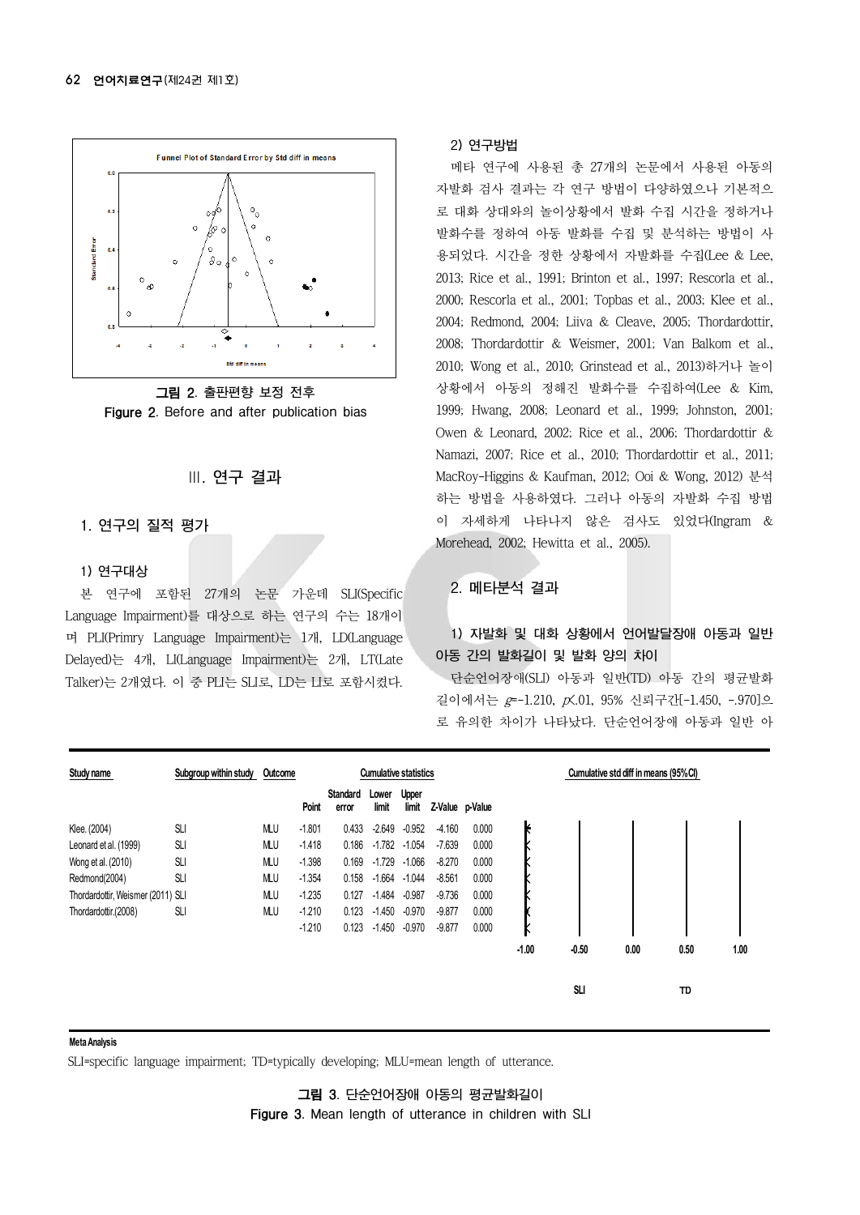그림 2. 출판편향 보정 전후
Figure 2. Before and after publication bias

## III. 연구 결과

### 1. 연구의 질적 평가

#### 1) 연구대상

본 연구에 포함된 27개의 논문 가운데 SLI(Specific Language Impairment)를 대상으로 하는 연구의 수는 18개이며 PLI(Primry Language Impairment)는 1개, LD(Language Delayed)는 4개, LI(Language Impairment)는 2개, LT(Late Talker)는 2개였다. 이 중 PLI는 SLI로, LD는 LI로 포함시켰다.

#### 2) 연구방법

메타 연구에 사용된 총 27개의 논문에서 사용된 아동의 자발화 검사 결과는 각 연구 방법이 다양하였으나 기본적으로 대화 상대와의 놀이상황에서 발화 수집 시간을 정하거나 발화수를 정하여 아동 발화를 수집 및 분석하는 방법이 사용되었다. 시간을 정한 상황에서 자발화를 수집(Lee & Lee, 2013; Rice et al., 1991; Brinton et al., 1997; Rescorla et al., 2000; Rescorla et al., 2001; Topbas et al., 2003; Klee et al., 2004; Redmond, 2004; Liiva & Cleave, 2005; Thordardottir, 2008; Thordardottir & Weismer, 2001; Van Balkom et al., 2010; Wong et al., 2010; Grinstead et al., 2013)하거나 놀이상황에서 아동의 정해진 발화수를 수집하여(Lee & Kim, 1999; Hwang, 2008; Leonard et al., 1999; Johnston, 2001; Owen & Leonard, 2002; Rice et al., 2006; Thordardottir & Namazi, 2007; Rice et al., 2010; Thordardottir et al., 2011; MacRoy-Higgins & Kaufman, 2012; Ooi & Wong, 2012) 분석하는 방법을 사용하였다. 그러나 아동의 자발화 수집 방법이 자세하게 나타나지 않은 검사도 있었다(Ingram & Morehead, 2002; Hewitta et al., 2005).

### 2. 메타분석 결과

#### 1) 자발화 및 대화 상황에서 언어발달장애 아동과 일반아동 간의 발화길이 및 발화 양의 차이

단순언어장애(SLI) 아동과 일반(TD) 아동 간의 평균발화길이에서는 $g$=-1.210, $p$<.01, 95% 신뢰구간[-1.450, -.970]으로 유의한 차이가 나타났다. 단순언어장애 아동과 일반 아

| Study name | Subgroup within study | Outcome | Point | Standard error | Lower limit | Upper limit | Z-Value | p-Value |
|---|---|---|---|---|---|---|---|---|
| Klee. (2004) | SLI | MLU | -1.801 | 0.433 | -2.649 | -0.952 | -4.160 | 0.000 |
| Leonard et al. (1999) | SLI | MLU | -1.418 | 0.186 | -1.782 | -1.054 | -7.639 | 0.000 |
| Wong et al. (2010) | SLI | MLU | -1.398 | 0.169 | -1.729 | -1.066 | -8.270 | 0.000 |
| Redmond(2004) | SLI | MLU | -1.354 | 0.158 | -1.664 | -1.044 | -8.561 | 0.000 |
| Thordardottir, Weismer (2011) | SLI | MLU | -1.235 | 0.127 | -1.484 | -0.987 | -9.736 | 0.000 |
| Thordardottir.(2008) | SLI | MLU | -1.210 | 0.123 | -1.450 | -0.970 | -9.877 | 0.000 |
| | | | -1.210 | 0.123 | -1.450 | -0.970 | -9.877 | 0.000 |

Cumulative statistics / Cumulative std diff in means (95%CI): -1.00, -0.50, 0.00, 0.50, 1.00 (SLI, TD)

Meta Analysis

SLI=specific language impairment; TD=typically developing; MLU=mean length of utterance.

그림 3. 단순언어장애 아동의 평균발화길이
Figure 3. Mean length of utterance in children with SLI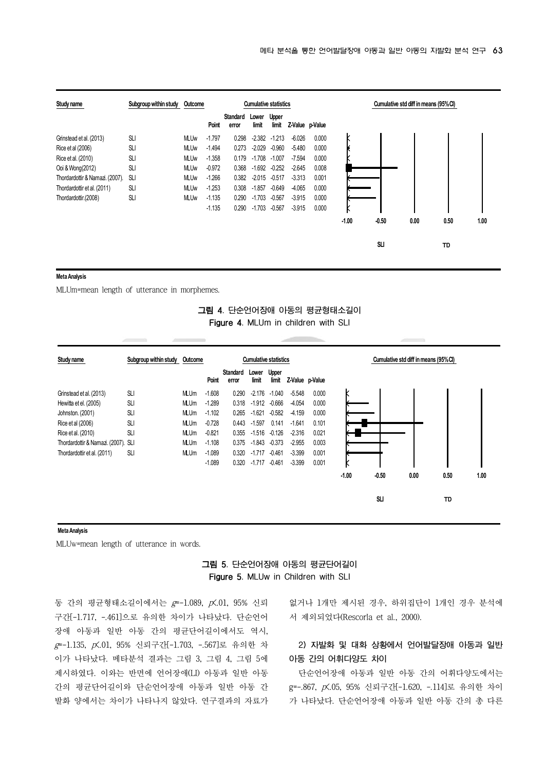| Study name | Subgroup within study | Outcome | Point | Standard error | Lower limit | Upper limit | Z-Value | p-Value |
|---|---|---|---|---|---|---|---|---|
| Grinstead et al. (2013) | SLI | MLUw | -1.797 | 0.298 | -2.382 | -1.213 | -6.026 | 0.000 |
| Rice et al (2006) | SLI | MLUw | -1.494 | 0.273 | -2.029 | -0.960 | -5.480 | 0.000 |
| Rice et al. (2010) | SLI | MLUw | -1.358 | 0.179 | -1.708 | -1.007 | -7.594 | 0.000 |
| Ooi & Wong(2012) | SLI | MLUw | -0.972 | 0.368 | -1.692 | -0.252 | -2.645 | 0.008 |
| Thordardottir & Namazi. (2007). | SLI | MLUw | -1.266 | 0.382 | -2.015 | -0.517 | -3.313 | 0.001 |
| Thordardottir et al. (2011) | SLI | MLUw | -1.253 | 0.308 | -1.857 | -0.649 | -4.065 | 0.000 |
| Thordardottir.(2008) | SLI | MLUw | -1.135 | 0.290 | -1.703 | -0.567 | -3.915 | 0.000 |
| | | | -1.135 | 0.290 | -1.703 | -0.567 | -3.915 | 0.000 |

Cumulative std diff in means (95%CI): -1.00, -0.50, 0.00, 0.50, 1.00 (SLI / TD)

Meta Analysis

MLUm=mean length of utterance in morphemes.

**그림 4**. 단순언어장애 아동의 평균형태소길이
**Figure 4**. MLUm in children with SLI

| Study name | Subgroup within study | Outcome | Point | Standard error | Lower limit | Upper limit | Z-Value | p-Value |
|---|---|---|---|---|---|---|---|---|
| Grinstead et al. (2013) | SLI | MLUm | -1.608 | 0.290 | -2.176 | -1.040 | -5.548 | 0.000 |
| Hewitta et el. (2005) | SLI | MLUm | -1.289 | 0.318 | -1.912 | -0.666 | -4.054 | 0.000 |
| Johnston. (2001) | SLI | MLUm | -1.102 | 0.265 | -1.621 | -0.582 | -4.159 | 0.000 |
| Rice et al (2006) | SLI | MLUm | -0.728 | 0.443 | -1.597 | 0.141 | -1.641 | 0.101 |
| Rice et al. (2010) | SLI | MLUm | -0.821 | 0.355 | -1.516 | -0.126 | -2.316 | 0.021 |
| Thordardottir & Namazi. (2007). | SLI | MLUm | -1.108 | 0.375 | -1.843 | -0.373 | -2.955 | 0.003 |
| Thordardottir et al. (2011) | SLI | MLUm | -1.089 | 0.320 | -1.717 | -0.461 | -3.399 | 0.001 |
| | | | -1.089 | 0.320 | -1.717 | -0.461 | -3.399 | 0.001 |

Cumulative std diff in means (95%CI): -1.00, -0.50, 0.00, 0.50, 1.00 (SLI / TD)

Meta Analysis

MLUw=mean length of utterance in words.

**그림 5**. 단순언어장애 아동의 평균단어길이
**Figure 5**. MLUw in Children with SLI

동 간의 평균형태소길이에서는 $g$=-1.089, $p$<.01, 95% 신뢰구간[-1.717, -.461]으로 유의한 차이가 나타났다. 단순언어장애 아동과 일반 아동 간의 평균단어길이에서도 역시, $g$=-1.135, $p$<.01, 95% 신뢰구간[-1.703, -.567]로 유의한 차이가 나타났다. 메타분석 결과는 그림 3, 그림 4, 그림 5에 제시하였다. 이와는 반면에 언어장애(LI) 아동과 일반 아동 간의 평균단어길이와 단순언어장애 아동과 일반 아동 간 발화 양에서는 차이가 나타나지 않았다. 연구결과의 자료가 없거나 1개만 제시된 경우, 하위집단이 1개인 경우 분석에서 제외되었다(Rescorla et al., 2000).

### 2) 자발화 및 대화 상황에서 언어발달장애 아동과 일반 아동 간의 어휘다양도 차이

단순언어장애 아동과 일반 아동 간의 어휘다양도에서는 g=-.867, $p$<.05, 95% 신뢰구간[-1.620, -.114]로 유의한 차이가 나타났다. 단순언어장애 아동과 일반 아동 간의 총 다른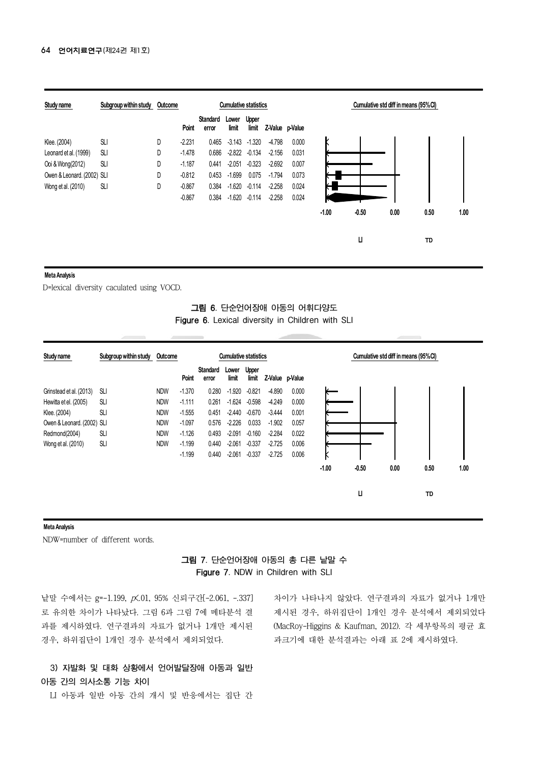| Study name | Subgroup within study | Outcome | Point | Standard error | Lower limit | Upper limit | Z-Value | p-Value |
|---|---|---|---|---|---|---|---|---|
| Klee. (2004) | SLI | D | -2.231 | 0.465 | -3.143 | -1.320 | -4.798 | 0.000 |
| Leonard et al. (1999) | SLI | D | -1.478 | 0.686 | -2.822 | -0.134 | -2.156 | 0.031 |
| Ooi & Wong(2012) | SLI | D | -1.187 | 0.441 | -2.051 | -0.323 | -2.692 | 0.007 |
| Owen & Leonard. (2002) | SLI | D | -0.812 | 0.453 | -1.699 | 0.075 | -1.794 | 0.073 |
| Wong et al. (2010) | SLI | D | -0.867 | 0.384 | -1.620 | -0.114 | -2.258 | 0.024 |
| | | | -0.867 | 0.384 | -1.620 | -0.114 | -2.258 | 0.024 |

Cumulative statistics / Cumulative std diff in means (95%CI): -1.00, -0.50, 0.00, 0.50, 1.00 (LI — TD)

Meta Analysis

D=lexical diversity caculated using VOCD.

**그림 6. 단순언어장애 아동의 어휘다양도**
**Figure 6. Lexical diversity in Children with SLI**

| Study name | Subgroup within study | Outcome | Point | Standard error | Lower limit | Upper limit | Z-Value | p-Value |
|---|---|---|---|---|---|---|---|---|
| Grinstead et al. (2013) | SLI | NDW | -1.370 | 0.280 | -1.920 | -0.821 | -4.890 | 0.000 |
| Hewitta et el. (2005) | SLI | NDW | -1.111 | 0.261 | -1.624 | -0.598 | -4.249 | 0.000 |
| Klee. (2004) | SLI | NDW | -1.555 | 0.451 | -2.440 | -0.670 | -3.444 | 0.001 |
| Owen & Leonard. (2002) | SLI | NDW | -1.097 | 0.576 | -2.226 | 0.033 | -1.902 | 0.057 |
| Redmond(2004) | SLI | NDW | -1.126 | 0.493 | -2.091 | -0.160 | -2.284 | 0.022 |
| Wong et al. (2010) | SLI | NDW | -1.199 | 0.440 | -2.061 | -0.337 | -2.725 | 0.006 |
| | | | -1.199 | 0.440 | -2.061 | -0.337 | -2.725 | 0.006 |

Cumulative statistics / Cumulative std diff in means (95%CI): -1.00, -0.50, 0.00, 0.50, 1.00 (LI — TD)

Meta Analysis

NDW=number of different words.

**그림 7. 단순언어장애 아동의 총 다른 낱말 수**
**Figure 7. NDW in Children with SLI**

낱말 수에서는 g=-1.199, $p<.01$, 95% 신뢰구간[-2.061, -.337]로 유의한 차이가 나타났다. 그림 6과 그림 7에 메타분석 결과를 제시하였다. 연구결과의 자료가 없거나 1개만 제시된 경우, 하위집단이 1개인 경우 분석에서 제외되었다.

### 3) 자발화 및 대화 상황에서 언어발달장애 아동과 일반 아동 간의 의사소통 기능 차이

LI 아동과 일반 아동 간의 개시 및 반응에서는 집단 간 차이가 나타나지 않았다. 연구결과의 자료가 없거나 1개만 제시된 경우, 하위집단이 1개인 경우 분석에서 제외되었다(MacRoy-Higgins & Kaufman, 2012). 각 세부항목의 평균 효과크기에 대한 분석결과는 아래 표 2에 제시하였다.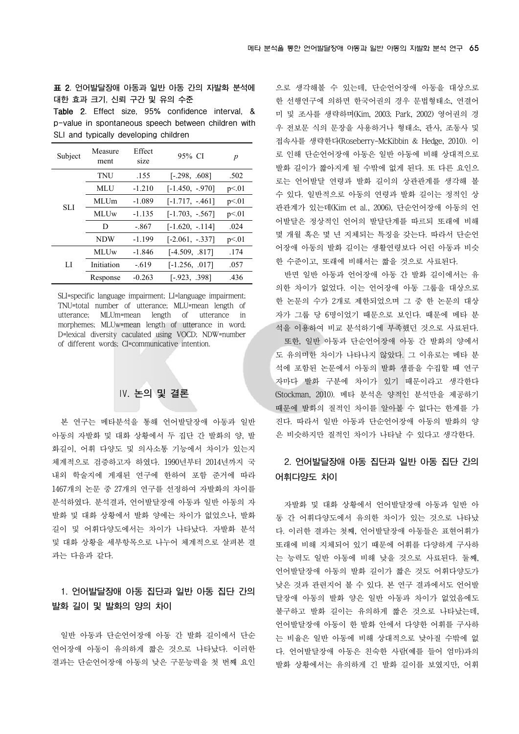**표 2**. 언어발달장애 아동과 일반 아동 간의 자발화 분석에 대한 효과 크기, 신뢰 구간 및 유의 수준

**Table 2**. Effect size, 95% confidence interval, & p-value in spontaneous speech between children with SLI and typically developing children

| Subject | Measure ment | Effect size | 95% CI | *p* |
|---|---|---|---|---|
| SLI | TNU | .155 | [-.298, .608] | .502 |
| | MLU | -1.210 | [-1.450, -.970] | p<.01 |
| | MLUm | -1.089 | [-1.717, -.461] | p<.01 |
| | MLUw | -1.135 | [-1.703, -.567] | p<.01 |
| | D | -.867 | [-1.620, -.114] | .024 |
| | NDW | -1.199 | [-2.061, -.337] | p<.01 |
| LI | MLUw | -1.846 | [-4.509, .817] | .174 |
| | Initiation | -.619 | [-1.256, .017] | .057 |
| | Response | -0.263 | [-.923, .398] | .436 |

SLI=specific language impairment; LI=language impairment; TNU=total number of utterance; MLU=mean length of utterance; MLUm=mean length of utterance in morphemes; MLUw=mean length of utterance in word; D=lexical diversity caculated using VOCD; NDW=number of different words; CI=communicative intention.

## Ⅳ. 논의 및 결론

본 연구는 메타분석을 통해 언어발달장애 아동과 일반 아동의 자발화 및 대화 상황에서 두 집단 간 발화의 양, 발화길이, 어휘 다양도 및 의사소통 기능에서 차이가 있는지 체계적으로 검증하고자 하였다. 1990년부터 2014년까지 국내외 학술지에 게재된 연구에 한하여 포함 준거에 따라 1467개의 논문 중 27개의 연구를 선정하여 자발화의 차이를 분석하였다. 분석결과, 언어발달장애 아동과 일반 아동의 자발화 및 대화 상황에서 발화 양에는 차이가 없었으나, 발화길이 및 어휘다양도에서는 차이가 나타났다. 자발화 분석 및 대화 상황을 세부항목으로 나누어 체계적으로 살펴본 결과는 다음과 같다.

### 1. 언어발달장애 아동 집단과 일반 아동 집단 간의 발화 길이 및 발화의 양의 차이

일반 아동과 단순언어장애 아동 간 발화 길이에서 단순언어장애 아동이 유의하게 짧은 것으로 나타났다. 이러한 결과는 단순언어장애 아동의 낮은 구문능력을 첫 번째 요인으로 생각해볼 수 있는데, 단순언어장애 아동을 대상으로 한 선행연구에 의하면 한국어권의 경우 문법형태소, 연결어미 및 조사를 생략하며(Kim, 2003; Park, 2002) 영어권의 경우 전보문 식의 문장을 사용하거나 형태소, 관사, 조동사 및 접속사를 생략한다(Roseberry-McKibbin & Hedge, 2010). 이로 인해 단순언어장애 아동은 일반 아동에 비해 상대적으로 발화 길이가 짧아지게 될 수밖에 없게 된다. 또 다른 요인으로는 언어발달 연령과 발화 길이의 상관관계를 생각해 볼 수 있다. 일반적으로 아동의 연령과 발화 길이는 정적인 상관관계가 있는데(Kim et al., 2006), 단순언어장애 아동의 언어발달은 정상적인 언어의 발달단계를 따르되 또래에 비해 몇 개월 혹은 몇 년 지체되는 특징을 갖는다. 따라서 단순언어장애 아동의 발화 길이는 생활연령보다 어린 아동과 비슷한 수준이고, 또래에 비해서는 짧을 것으로 사료된다.

반면 일반 아동과 언어장애 아동 간 발화 길이에서는 유의한 차이가 없었다. 이는 언어장애 아동 그룹을 대상으로 한 논문의 수가 2개로 제한되었으며 그 중 한 논문의 대상자가 그룹 당 6명이었기 때문으로 보인다. 때문에 메타 분석을 이용하여 비교 분석하기에 부족했던 것으로 사료된다.

또한, 일반 아동과 단순언어장애 아동 간 발화의 양에서도 유의미한 차이가 나타나지 않았다. 그 이유로는 메타 분석에 포함된 논문에서 아동의 발화 샘플을 수집할 때 연구자마다 발화 구분에 차이가 있기 때문이라고 생각한다(Stockman, 2010). 메타 분석은 양적인 분석만을 제공하기 때문에 발화의 질적인 차이를 알아볼 수 없다는 한계를 가진다. 따라서 일반 아동과 단순언어장애 아동의 발화의 양은 비슷하지만 질적인 차이가 나타날 수 있다고 생각한다.

### 2. 언어발달장애 아동 집단과 일반 아동 집단 간의 어휘다양도 차이

자발화 및 대화 상황에서 언어발달장애 아동과 일반 아동 간 어휘다양도에서 유의한 차이가 있는 것으로 나타났다. 이러한 결과는 첫째, 언어발달장애 아동들은 표현어휘가 또래에 비해 지체되어 있기 때문에 어휘를 다양하게 구사하는 능력도 일반 아동에 비해 낮을 것으로 사료된다. 둘째, 언어발달장애 아동의 발화 길이가 짧은 것도 어휘다양도가 낮은 것과 관련지어 볼 수 있다. 본 연구 결과에서도 언어발달장애 아동의 발화 양은 일반 아동과 차이가 없었음에도 불구하고 발화 길이는 유의하게 짧은 것으로 나타났는데, 언어발달장애 아동이 한 발화 안에서 다양한 어휘를 구사하는 비율은 일반 아동에 비해 상대적으로 낮아질 수밖에 없다. 언어발달장애 아동은 친숙한 사람(예를 들어 엄마)과의 발화 상황에서는 유의하게 긴 발화 길이를 보였지만, 어휘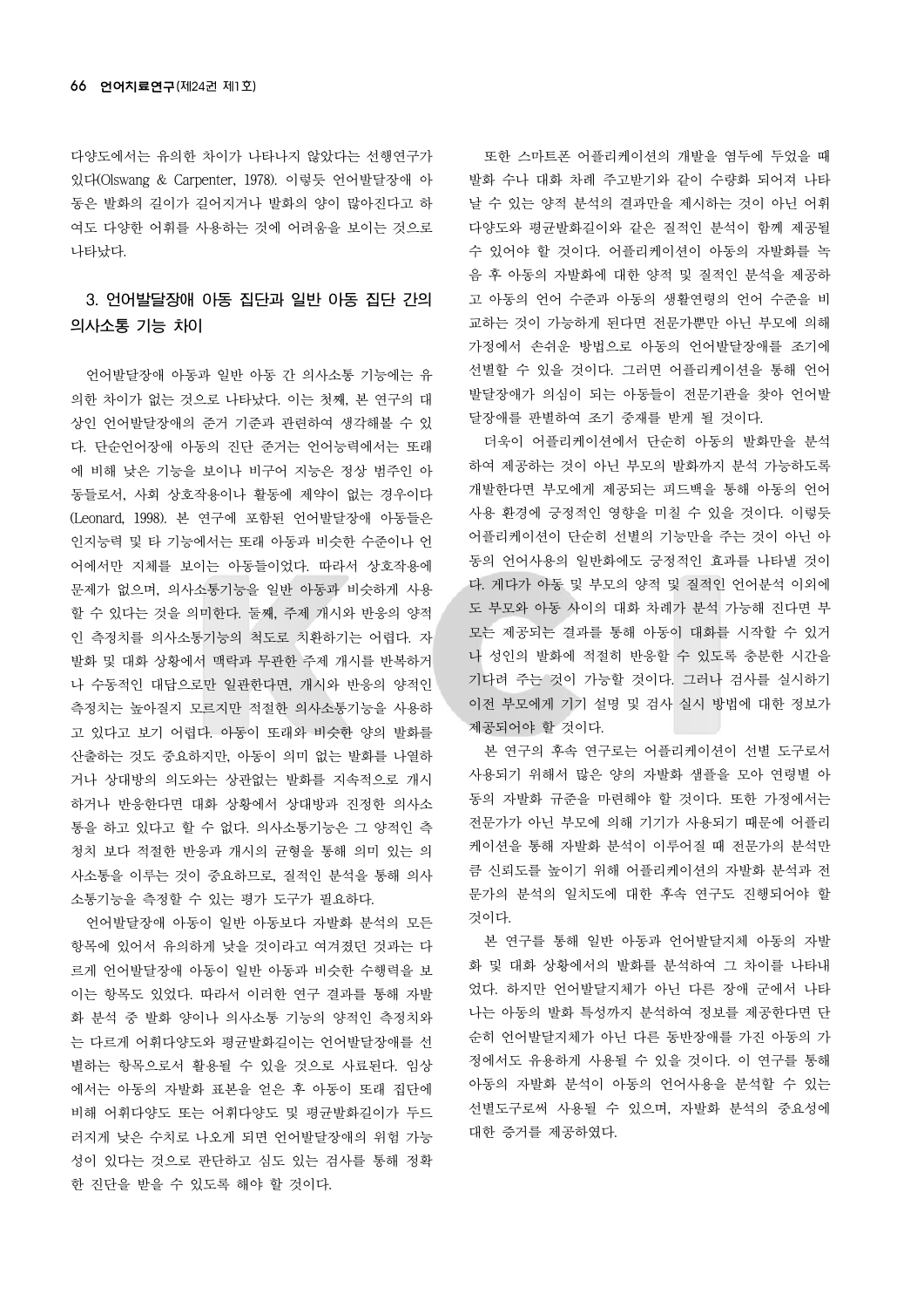다양도에서는 유의한 차이가 나타나지 않았다는 선행연구가 있다(Olswang & Carpenter, 1978). 이렇듯 언어발달장애 아동은 발화의 길이가 길어지거나 발화의 양이 많아진다고 하여도 다양한 어휘를 사용하는 것에 어려움을 보이는 것으로 나타났다.

### 3. 언어발달장애 아동 집단과 일반 아동 집단 간의 의사소통 기능 차이

언어발달장애 아동과 일반 아동 간 의사소통 기능에는 유의한 차이가 없는 것으로 나타났다. 이는 첫째, 본 연구의 대상인 언어발달장애의 준거 기준과 관련하여 생각해볼 수 있다. 단순언어장애 아동의 진단 준거는 언어능력에서는 또래에 비해 낮은 기능을 보이나 비구어 지능은 정상 범주인 아동들로서, 사회 상호작용이나 활동에 제약이 없는 경우이다(Leonard, 1998). 본 연구에 포함된 언어발달장애 아동들은 인지능력 및 타 기능에서는 또래 아동과 비슷한 수준이나 언어에서만 지체를 보이는 아동들이었다. 따라서 상호작용에 문제가 없으며, 의사소통기능을 일반 아동과 비슷하게 사용할 수 있다는 것을 의미한다. 둘째, 주제 개시와 반응의 양적인 측정치를 의사소통기능의 척도로 치환하기는 어렵다. 자발화 및 대화 상황에서 맥락과 무관한 주제 개시를 반복하거나 수동적인 대답으로만 일관한다면, 개시와 반응의 양적인 측정치는 높아질지 모르지만 적절한 의사소통기능을 사용하고 있다고 보기 어렵다. 아동이 또래와 비슷한 양의 발화를 산출하는 것도 중요하지만, 아동이 의미 없는 발화를 나열하거나 상대방의 의도와는 상관없는 발화를 지속적으로 개시하거나 반응한다면 대화 상황에서 상대방과 진정한 의사소통을 하고 있다고 할 수 없다. 의사소통기능은 그 양적인 측정치 보다 적절한 반응과 개시의 균형을 통해 의미 있는 의사소통을 이루는 것이 중요하므로, 질적인 분석을 통해 의사소통기능을 측정할 수 있는 평가 도구가 필요하다.

언어발달장애 아동이 일반 아동보다 자발화 분석의 모든 항목에 있어서 유의하게 낮을 것이라고 여겨졌던 것과는 다르게 언어발달장애 아동이 일반 아동과 비슷한 수행력을 보이는 항목도 있었다. 따라서 이러한 연구 결과를 통해 자발화 분석 중 발화 양이나 의사소통 기능의 양적인 측정치와는 다르게 어휘다양도와 평균발화길이는 언어발달장애를 선별하는 항목으로서 활용될 수 있을 것으로 사료된다. 임상에서는 아동의 자발화 표본을 얻은 후 아동이 또래 집단에 비해 어휘다양도 또는 어휘다양도 및 평균발화길이가 두드러지게 낮은 수치로 나오게 되면 언어발달장애의 위험 가능성이 있다는 것으로 판단하고 심도 있는 검사를 통해 정확한 진단을 받을 수 있도록 해야 할 것이다.

또한 스마트폰 어플리케이션의 개발을 염두에 두었을 때 발화 수나 대화 차례 주고받기와 같이 수량화 되어져 나타날 수 있는 양적 분석의 결과만을 제시하는 것이 아닌 어휘다양도와 평균발화길이와 같은 질적인 분석이 함께 제공될 수 있어야 할 것이다. 어플리케이션이 아동의 자발화를 녹음 후 아동의 자발화에 대한 양적 및 질적인 분석을 제공하고 아동의 언어 수준과 아동의 생활연령의 언어 수준을 비교하는 것이 가능하게 된다면 전문가뿐만 아닌 부모에 의해 가정에서 손쉬운 방법으로 아동의 언어발달장애를 조기에 선별할 수 있을 것이다. 그러면 어플리케이션을 통해 언어발달장애가 의심이 되는 아동들이 전문기관을 찾아 언어발달장애를 판별하여 조기 중재를 받게 될 것이다.

더욱이 어플리케이션에서 단순히 아동의 발화만을 분석하여 제공하는 것이 아닌 부모의 발화까지 분석 가능하도록 개발한다면 부모에게 제공되는 피드백을 통해 아동의 언어사용 환경에 긍정적인 영향을 미칠 수 있을 것이다. 이렇듯 어플리케이션이 단순히 선별의 기능만을 주는 것이 아닌 아동의 언어사용의 일반화에도 긍정적인 효과를 나타낼 것이다. 게다가 아동 및 부모의 양적 및 질적인 언어분석 이외에도 부모와 아동 사이의 대화 차례가 분석 가능해 진다면 부모는 제공되는 결과를 통해 아동이 대화를 시작할 수 있거나 성인의 발화에 적절히 반응할 수 있도록 충분한 시간을 기다려 주는 것이 가능할 것이다. 그러나 검사를 실시하기 이전 부모에게 기기 설명 및 검사 실시 방법에 대한 정보가 제공되어야 할 것이다.

본 연구의 후속 연구로는 어플리케이션이 선별 도구로서 사용되기 위해서 많은 양의 자발화 샘플을 모아 연령별 아동의 자발화 규준을 마련해야 할 것이다. 또한 가정에서는 전문가가 아닌 부모에 의해 기기가 사용되기 때문에 어플리케이션을 통해 자발화 분석이 이루어질 때 전문가의 분석만큼 신뢰도를 높이기 위해 어플리케이션의 자발화 분석과 전문가의 분석의 일치도에 대한 후속 연구도 진행되어야 할 것이다.

본 연구를 통해 일반 아동과 언어발달지체 아동의 자발화 및 대화 상황에서의 발화를 분석하여 그 차이를 나타내었다. 하지만 언어발달지체가 아닌 다른 장애 군에서 나타나는 아동의 발화 특성까지 분석하여 정보를 제공한다면 단순히 언어발달지체가 아닌 다른 동반장애를 가진 아동의 가정에서도 유용하게 사용될 수 있을 것이다. 이 연구를 통해 아동의 자발화 분석이 아동의 언어사용을 분석할 수 있는 선별도구로써 사용될 수 있으며, 자발화 분석의 중요성에 대한 증거를 제공하였다.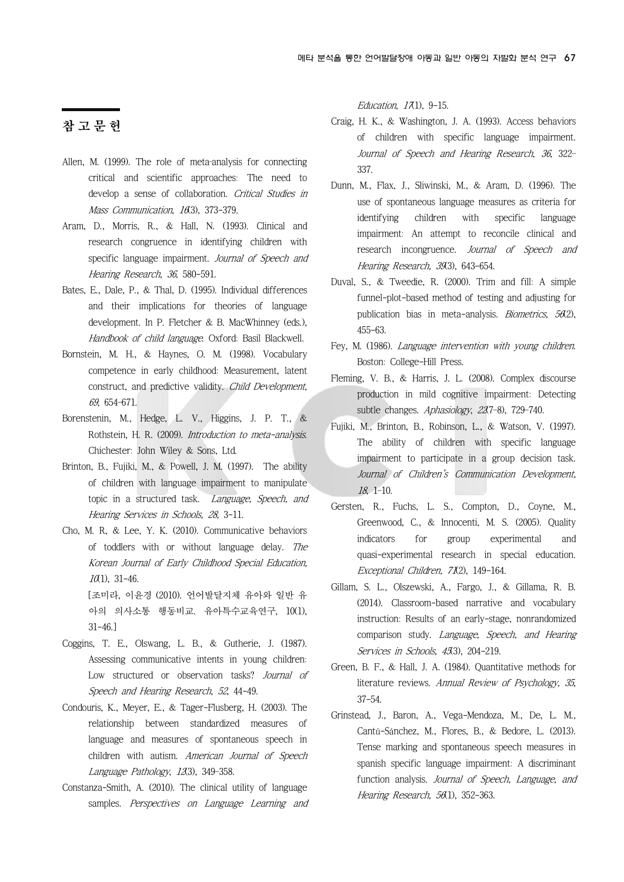## 참고문헌

Allen, M. (1999). The role of meta-analysis for connecting critical and scientific approaches: The need to develop a sense of collaboration. *Critical Studies in Mass Communication*, *16*(3), 373-379.

Aram, D., Morris, R., & Hall, N. (1993). Clinical and research congruence in identifying children with specific language impairment. *Journal of Speech and Hearing Research*, *36*, 580-591.

Bates, E., Dale, P., & Thal, D. (1995). Individual differences and their implications for theories of language development. In P. Fletcher & B. MacWhinney (eds.), *Handbook of child language*. Oxford: Basil Blackwell.

Bornstein, M. H., & Haynes, O. M. (1998). Vocabulary competence in early childhood: Measurement, latent construct, and predictive validity. *Child Development*, *69*, 654-671.

Borenstenin, M., Hedge, L. V., Higgins, J. P. T., & Rothstein, H. R. (2009). *Introduction to meta-analysis*. Chichester: John Wiley & Sons, Ltd.

Brinton, B., Fujiki, M., & Powell, J. M. (1997). The ability of children with language impairment to manipulate topic in a structured task. *Language, Speech, and Hearing Services in Schools, 28*, 3-11.

Cho, M. R, & Lee, Y. K. (2010). Communicative behaviors of toddlers with or without language delay. *The Korean Journal of Early Childhood Special Education, 10*(1), 31-46.
[조미라, 이윤경 (2010). 언어발달지체 유아와 일반 유아의 의사소통 행동비교. 유아특수교육연구, 10(1), 31-46.]

Coggins, T. E., Olswang, L. B., & Gutherie, J. (1987). Assessing communicative intents in young children: Low structured or observation tasks? *Journal of Speech and Hearing Research*, *52*, 44-49.

Condouris, K., Meyer, E., & Tager-Flusberg, H. (2003). The relationship between standardized measures of language and measures of spontaneous speech in children with autism. *American Journal of Speech Language Pathology*, *12*(3), 349-358.

Constanza-Smith, A. (2010). The clinical utility of language samples. *Perspectives on Language Learning and Education*, *17*(1), 9-15.

Craig, H. K., & Washington, J. A. (1993). Access behaviors of children with specific language impairment. *Journal of Speech and Hearing Research*, *36*, 322-337.

Dunn, M., Flax, J., Sliwinski, M., & Aram, D. (1996). The use of spontaneous language measures as criteria for identifying children with specific language impairment: An attempt to reconcile clinical and research incongruence. *Journal of Speech and Hearing Research, 39*(3), 643-654.

Duval, S., & Tweedie, R. (2000). Trim and fill: A simple funnel-plot-based method of testing and adjusting for publication bias in meta-analysis. *Biometrics, 56*(2), 455-63.

Fey, M. (1986). *Language intervention with young children*. Boston: College-Hill Press.

Fleming, V. B., & Harris, J. L. (2008). Complex discourse production in mild cognitive impairment: Detecting subtle changes. *Aphasiology*, *22*(7-8), 729-740.

Fujiki, M., Brinton, B., Robinson, L., & Watson, V. (1997). The ability of children with specific language impairment to participate in a group decision task. *Journal of Children's Communication Development, 18*, 1-10.

Gersten, R., Fuchs, L. S., Compton, D., Coyne, M., Greenwood, C., & Innocenti, M. S. (2005). Quality indicators for group experimental and quasi-experimental research in special education. *Exceptional Children, 71*(2), 149-164.

Gillam, S. L., Olszewski, A., Fargo, J., & Gillama, R. B. (2014). Classroom-based narrative and vocabulary instruction: Results of an early-stage, nonrandomized comparison study. *Language, Speech, and Hearing Services in Schools*, *45*(3), 204-219.

Green, B. F., & Hall, J. A. (1984). Quantitative methods for literature reviews. *Annual Review of Psychology, 35*, 37-54.

Grinstead, J., Baron, A., Vega-Mendoza, M., De, L. M., Cantú-Sánchez, M., Flores, B., & Bedore, L. (2013). Tense marking and spontaneous speech measures in spanish specific language impairment: A discriminant function analysis. *Journal of Speech, Language, and Hearing Research, 56*(1), 352-363.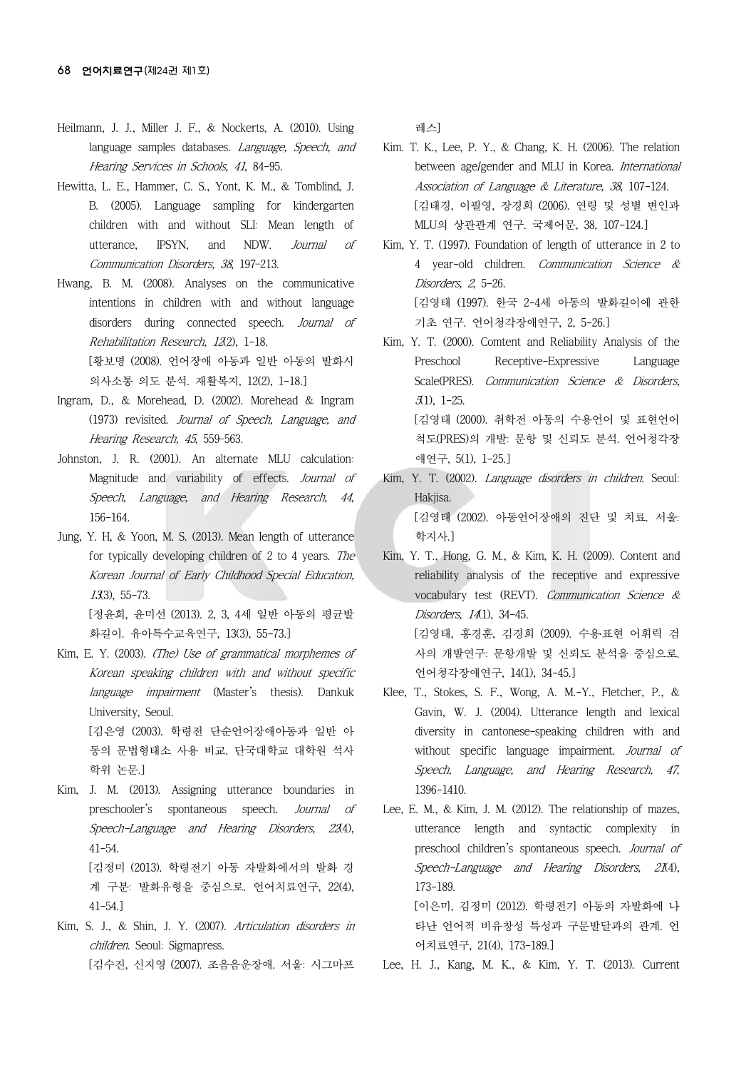Heilmann, J. J., Miller J. F., & Nockerts, A. (2010). Using language samples databases. *Language, Speech, and Hearing Services in Schools, 41*, 84-95.

Hewitta, L. E., Hammer, C. S., Yont, K. M., & Tomblind, J. B. (2005). Language sampling for kindergarten children with and without SLI: Mean length of utterance, IPSYN, and NDW. *Journal of Communication Disorders, 38*, 197-213.

Hwang, B. M. (2008). Analyses on the communicative intentions in children with and without language disorders during connected speech. *Journal of Rehabilitation Research, 12*(2), 1-18.
[황보명 (2008). 언어장애 아동과 일반 아동의 발화시 의사소통 의도 분석. 재활복지, 12(2), 1-18.]

Ingram, D., & Morehead, D. (2002). Morehead & Ingram (1973) revisited. *Journal of Speech, Language, and Hearing Research, 45*, 559-563.

Johnston, J. R. (2001). An alternate MLU calculation: Magnitude and variability of effects. *Journal of Speech, Language, and Hearing Research, 44*, 156-164.

Jung, Y. H, & Yoon, M. S. (2013). Mean length of utterance for typically developing children of 2 to 4 years. *The Korean Journal of Early Childhood Special Education, 13*(3), 55-73.
[정윤희, 윤미선 (2013). 2, 3, 4세 일반 아동의 평균발화길이. 유아특수교육연구, 13(3), 55-73.]

Kim, E. Y. (2003). *(The) Use of grammatical morphemes of Korean speaking children with and without specific language impairment* (Master's thesis). Dankuk University, Seoul.
[김은영 (2003). 학령전 단순언어장애아동과 일반 아동의 문법형태소 사용 비교. 단국대학교 대학원 석사 학위 논문.]

Kim, J. M. (2013). Assigning utterance boundaries in preschooler's spontaneous speech. *Journal of Speech-Language and Hearing Disorders, 22*(4), 41-54.
[김정미 (2013). 학령전기 아동 자발화에서의 발화 경계 구분: 발화유형을 중심으로. 언어치료연구, 22(4), 41-54.]

Kim, S. J., & Shin, J. Y. (2007). *Articulation disorders in children.* Seoul: Sigmapress.
[김수진, 신지영 (2007). 조음음운장애. 서울: 시그마프레스]

Kim. T. K., Lee, P. Y., & Chang, K. H. (2006). The relation between age/gender and MLU in Korea. *International Association of Language & Literature, 38*, 107-124.
[김태경, 이필영, 장경희 (2006). 연령 및 성별 변인과 MLU의 상관관계 연구. 국제어문, 38, 107-124.]

Kim, Y. T. (1997). Foundation of length of utterance in 2 to 4 year-old children. *Communication Science & Disorders, 2*, 5-26.
[김영태 (1997). 한국 2-4세 아동의 발화길이에 관한 기초 연구. 언어청각장애연구, 2, 5-26.]

Kim, Y. T. (2000). Comtent and Reliability Analysis of the Preschool Receptive-Expressive Language Scale(PRES). *Communication Science & Disorders, 5*(1), 1-25.
[김영태 (2000). 취학전 아동의 수용언어 및 표현언어 척도(PRES)의 개발: 문항 및 신뢰도 분석. 언어청각장애연구, 5(1), 1-25.]

Kim, Y. T. (2002). *Language disorders in children.* Seoul: Hakjisa.
[김영태 (2002). 아동언어장애의 진단 및 치료. 서울: 학지사.]

Kim, Y. T., Hong, G. M., & Kim, K. H. (2009). Content and reliability analysis of the receptive and expressive vocabulary test (REVT). *Communication Science & Disorders, 14*(1), 34-45.
[김영태, 홍경훈, 김경희 (2009). 수용·표현 어휘력 검사의 개발연구: 문항개발 및 신뢰도 분석을 중심으로. 언어청각장애연구, 14(1), 34-45.]

Klee, T., Stokes, S. F., Wong, A. M.-Y., Fletcher, P., & Gavin, W. J. (2004). Utterance length and lexical diversity in cantonese-speaking children with and without specific language impairment. *Journal of Speech, Language, and Hearing Research, 47*, 1396-1410.

Lee, E. M., & Kim, J. M. (2012). The relationship of mazes, utterance length and syntactic complexity in preschool children's spontaneous speech. *Journal of Speech-Language and Hearing Disorders, 21*(4), 173-189.
[이은미, 김정미 (2012). 학령전기 아동의 자발화에 나타난 언어적 비유창성 특성과 구문발달과의 관계. 언어치료연구, 21(4), 173-189.]

Lee, H. J., Kang, M. K., & Kim, Y. T. (2013). Current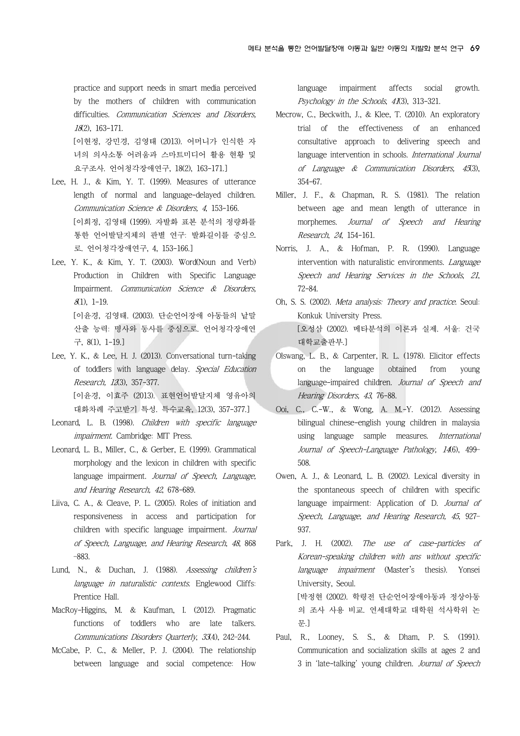practice and support needs in smart media perceived by the mothers of children with communication difficulties. *Communication Sciences and Disorders, 18*(2), 163-171.
[이현정, 강민경, 김영태 (2013). 어머니가 인식한 자녀의 의사소통 어려움과 스마트미디어 활용 현황 및 요구조사. 언어청각장애연구, 18(2), 163-171.]

Lee, H. J., & Kim, Y. T. (1999). Measures of utterance length of normal and language-delayed children. *Communication Science & Disorders, 4*, 153-166.
[이희정, 김영태 (1999). 자발화 표본 분석의 정량화를 통한 언어발달지체의 판별 연구: 발화길이를 중심으로. 언어청각장애연구, 4, 153-166.]

Lee, Y. K., & Kim, Y. T. (2003). Word(Noun and Verb) Production in Children with Specific Language Impairment. *Communication Science & Disorders, 8*(1), 1-19.
[이윤경, 김영태. (2003). 단순언어장애 아동들의 낱말 산출 능력: 명사와 동사를 중심으로. 언어청각장애연구, 8(1), 1-19.]

Lee, Y. K., & Lee, H. J. (2013). Conversational turn-taking of toddlers with language delay. *Special Education Research, 12*(3), 357-377.
[이윤경, 이효주 (2013). 표현언어발달지체 영유아의 대화차례 주고받기 특성. 특수교육, 12(3), 357-377.]

Leonard, L. B. (1998). *Children with specific language impairment.* Cambridge: MIT Press.

Leonard, L. B., Miller, C., & Gerber, E. (1999). Grammatical morphology and the lexicon in children with specific language impairment. *Journal of Speech, Language, and Hearing Research, 42*, 678-689.

Liiva, C. A., & Cleave, P. L. (2005). Roles of initiation and responsiveness in access and participation for children with specific language impairment. *Journal of Speech, Language, and Hearing Research, 48*, 868-883.

Lund, N., & Duchan, J. (1988). *Assessing children's language in naturalistic contexts.* Englewood Cliffs: Prentice Hall.

MacRoy-Higgins, M. & Kaufman, I. (2012). Pragmatic functions of toddlers who are late talkers. *Communications Disorders Quarterly, 33*(4), 242-244.

McCabe, P. C., & Meller, P. J. (2004). The relationship between language and social competence: How language impairment affects social growth. *Psychology in the Schools, 41*(3), 313-321.

Mecrow, C., Beckwith, J., & Klee, T. (2010). An exploratory trial of the effectiveness of an enhanced consultative approach to delivering speech and language intervention in schools. *International Journal of Language & Communication Disorders, 45*(3), 354-67.

Miller, J. F., & Chapman, R. S. (1981). The relation between age and mean length of utterance in morphemes. *Journal of Speech and Hearing Research, 24*, 154-161.

Norris, J. A., & Hofman, P. R. (1990). Language intervention with naturalistic environments. *Language Speech and Hearing Services in the Schools, 21*, 72-84.

Oh, S. S. (2002). *Meta analysis: Theory and practice.* Seoul: Konkuk University Press.
[오성삼 (2002). 메타분석의 이론과 실제. 서울: 건국대학교출판부.]

Olswang, L. B., & Carpenter, R. L. (1978). Elicitor effects on the language obtained from young language-impaired children. *Journal of Speech and Hearing Disorders, 43*, 76-88.

Ooi, C., C.-W., & Wong, A. M.-Y. (2012). Assessing bilingual chinese-english young children in malaysia using language sample measures. *International Journal of Speech-Language Pathology, 14*(6), 499-508.

Owen, A. J., & Leonard, L. B. (2002). Lexical diversity in the spontaneous speech of children with specific language impairment: Application of D. *Journal of Speech, Language, and Hearing Research, 45*, 927-937.

Park, J. H. (2002). *The use of case-particles of Korean-speaking children with ans without specific language impairment* (Master's thesis). Yonsei University, Seoul.
[박정현 (2002). 학령전 단순언어장애아동과 정상아동의 조사 사용 비교. 연세대학교 대학원 석사학위 논문.]

Paul, R., Looney, S. S., & Dham, P. S. (1991). Communication and socialization skills at ages 2 and 3 in 'late-talking' young children. *Journal of Speech*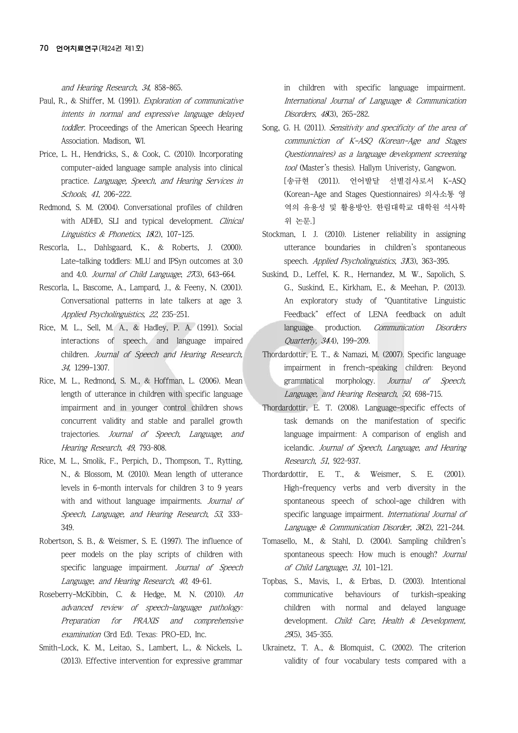*and Hearing Research*, *34*, 858-865.

Paul, R., & Shiffer, M. (1991). *Exploration of communicative intents in normal and expressive language delayed toddler.* Proceedings of the American Speech Hearing Association. Madison, WI.

Price, L. H., Hendricks, S., & Cook, C. (2010). Incorporating computer-aided language sample analysis into clinical practice. *Language, Speech, and Hearing Services in Schools*, *41*, 206-222.

Redmond, S. M. (2004). Conversational profiles of children with ADHD, SLI and typical development. *Clinical Linguistics & Phonetics*, *18*(2), 107-125.

Rescorla, L., Dahlsgaard, K., & Roberts, J. (2000). Late-talking toddlers: MLU and IPSyn outcomes at 3;0 and 4;0. *Journal of Child Language*, *27*(3), 643-664.

Rescorla, L, Bascome, A., Lampard, J., & Feeny, N. (2001). Conversational patterns in late talkers at age 3. *Applied Psycholinguistics*, *22*, 235-251.

Rice, M. L., Sell, M. A., & Hadley, P. A. (1991). Social interactions of speech, and language impaired children. *Journal of Speech and Hearing Research*, *34*, 1299-1307.

Rice, M. L., Redmond, S. M., & Hoffman, L. (2006). Mean length of utterance in children with specific language impairment and in younger control children shows concurrent validity and stable and parallel growth trajectories. *Journal of Speech, Language, and Hearing Research*, *49*, 793-808.

Rice, M. L., Smolik, F., Perpich, D., Thompson, T., Rytting, N., & Blossom, M. (2010). Mean length of utterance levels in 6-month intervals for children 3 to 9 years with and without language impairments. *Journal of Speech, Language, and Hearing Research*, *53*, 333-349.

Robertson, S. B., & Weismer, S. E. (1997). The influence of peer models on the play scripts of children with specific language impairment. *Journal of Speech Language, and Hearing Research*, *40*, 49-61.

Roseberry-McKibbin, C. & Hedge, M. N. (2010). *An advanced review of speech-language pathology: Preparation for PRAXIS and comprehensive examination* (3rd Ed). Texas: PRO-ED, Inc.

Smith-Lock, K. M., Leitao, S., Lambert, L., & Nickels, L. (2013). Effective intervention for expressive grammar in children with specific language impairment. *International Journal of Language & Communication Disorders*, *48*(3), 265-282.

Song, G. H. (2011). *Sensitivity and specificity of the area of communiction of K-ASQ (Korean-Age and Stages Questionnaires) as a language development screening tool* (Master's thesis). Hallym Univeristy, Gangwon. [송규현 (2011). 언어발달 선별검사로서 K-ASQ (Korean-Age and Stages Questionnaires) 의사소통 영역의 유용성 및 활용방안. 한림대학교 대학원 석사학위 논문.]

Stockman, I. J. (2010). Listener reliability in assigning utterance boundaries in children's spontaneous speech. *Applied Psycholinguistics*, *31*(3), 363-395.

Suskind, D., Leffel, K. R., Hernandez, M. W., Sapolich, S. G., Suskind, E., Kirkham, E., & Meehan, P. (2013). An exploratory study of "Quantitative Linguistic Feedback" effect of LENA feedback on adult language production. *Communication Disorders Quarterly*, *34*(4), 199-209.

Thordardottir, E. T., & Namazi, M. (2007). Specific language impairment in french-speaking children: Beyond grammatical morphology. *Journal of Speech, Language, and Hearing Research*, *50*, 698-715.

Thordardottir, E. T. (2008). Language-specific effects of task demands on the manifestation of specific language impairment: A comparison of english and icelandic. *Journal of Speech, Language, and Hearing Research*, *51*, 922-937.

Thordardottir, E. T., & Weismer, S. E. (2001). High-frequency verbs and verb diversity in the spontaneous speech of school-age children with specific language impairment. *International Journal of Language & Communication Disorder*, *36*(2), 221-244.

Tomasello, M., & Stahl, D. (2004). Sampling children's spontaneous speech: How much is enough? *Journal of Child Language*, *31*, 101-121.

Topbas, S., Mavis, I., & Erbas, D. (2003). Intentional communicative behaviours of turkish-speaking children with normal and delayed language development. *Child: Care, Health & Development*, *29*(5), 345-355.

Ukrainetz, T. A., & Blomquist, C. (2002). The criterion validity of four vocabulary tests compared with a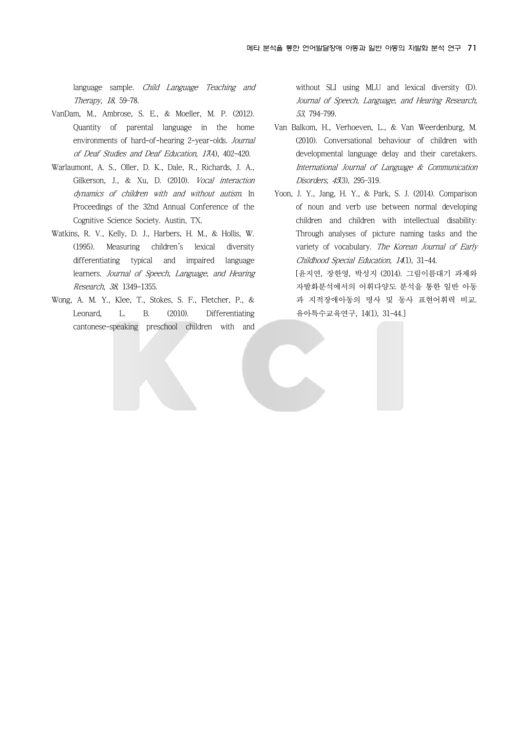language sample. *Child Language Teaching and Therapy, 18*, 59-78.

VanDam, M., Ambrose, S. E., & Moeller, M. P. (2012). Quantity of parental language in the home environments of hard-of-hearing 2-year-olds. *Journal of Deaf Studies and Deaf Education, 17*(4), 402-420.

Warlaumont, A. S., Oller, D. K., Dale, R., Richards, J. A., Gilkerson, J., & Xu, D. (2010). *Vocal interaction dynamics of children with and without autism*. In Proceedings of the 32nd Annual Conference of the Cognitive Science Society. Austin, TX.

Watkins, R. V., Kelly, D. J., Harbers, H. M., & Hollis, W. (1995). Measuring children's lexical diversity differentiating typical and impaired language learners. *Journal of Speech, Language, and Hearing Research, 38*, 1349-1355.

Wong, A. M. Y., Klee, T., Stokes, S. F., Fletcher, P., & Leonard, L. B. (2010). Differentiating cantonese-speaking preschool children with and without SLI using MLU and lexical diversity (D). *Journal of Speech, Language, and Hearing Research, 53*, 794-799.

Van Balkom, H., Verhoeven, L., & Van Weerdenburg, M. (2010). Conversational behaviour of children with developmental language delay and their caretakers. *International Journal of Language & Communication Disorders, 45*(3), 295-319.

Yoon, J. Y., Jang, H. Y., & Park, S. J. (2014). Comparison of noun and verb use between normal developing children and children with intellectual disability: Through analyses of picture naming tasks and the variety of vocabulary. *The Korean Journal of Early Childhood Special Education, 14*(1), 31-44.
[윤지연, 장한영, 박성지 (2014). 그림이름대기 과제와 자발화분석에서의 어휘다양도 분석을 통한 일반 아동과 지적장애아동의 명사 및 동사 표현어휘력 비교. 유아특수교육연구, 14(1), 31-44.]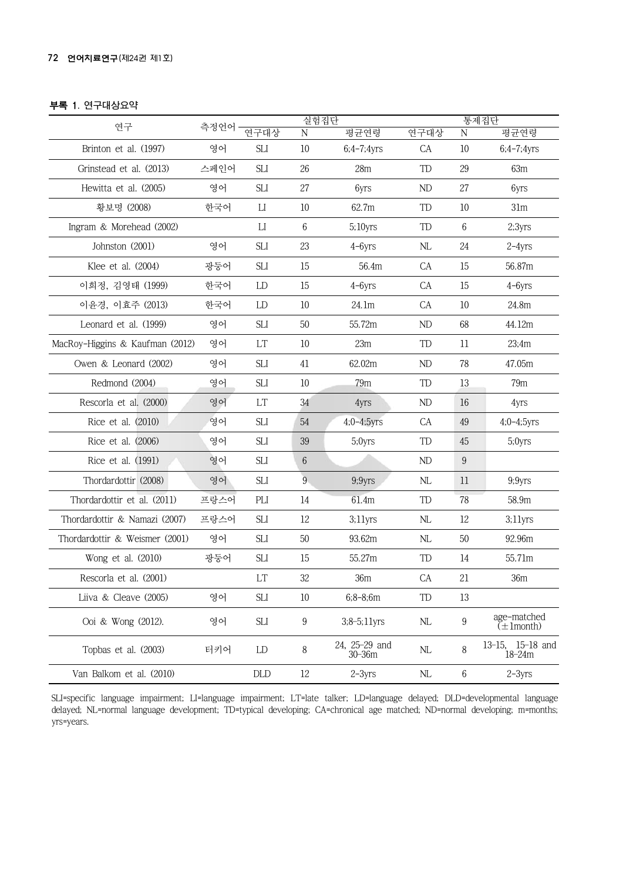**부록 1. 연구대상요약**

| 연구 | 측정언어 | 실험집단 | | | 통제집단 | | |
|---|---|---|---|---|---|---|---|
| | | 연구대상 | N | 평균연령 | 연구대상 | N | 평균연령 |
| Brinton et al. (1997) | 영어 | SLI | 10 | 6;4-7;4yrs | CA | 10 | 6;4-7;4yrs |
| Grinstead et al. (2013) | 스페인어 | SLI | 26 | 28m | TD | 29 | 63m |
| Hewitta et al. (2005) | 영어 | SLI | 27 | 6yrs | ND | 27 | 6yrs |
| 황보명 (2008) | 한국어 | LI | 10 | 62.7m | TD | 10 | 31m |
| Ingram & Morehead (2002) | | LI | 6 | 5;10yrs | TD | 6 | 2;3yrs |
| Johnston (2001) | 영어 | SLI | 23 | 4-6yrs | NL | 24 | 2-4yrs |
| Klee et al. (2004) | 광둥어 | SLI | 15 | 56.4m | CA | 15 | 56.87m |
| 이희정, 김영태 (1999) | 한국어 | LD | 15 | 4-6yrs | CA | 15 | 4-6yrs |
| 이윤경, 이효주 (2013) | 한국어 | LD | 10 | 24.1m | CA | 10 | 24.8m |
| Leonard et al. (1999) | 영어 | SLI | 50 | 55.72m | ND | 68 | 44.12m |
| MacRoy-Higgins & Kaufman (2012) | 영어 | LT | 10 | 23m | TD | 11 | 23;4m |
| Owen & Leonard (2002) | 영어 | SLI | 41 | 62.02m | ND | 78 | 47.05m |
| Redmond (2004) | 영어 | SLI | 10 | 79m | TD | 13 | 79m |
| Rescorla et al. (2000) | 영어 | LT | 34 | 4yrs | ND | 16 | 4yrs |
| Rice et al. (2010) | 영어 | SLI | 54 | 4;0-4;5yrs | CA | 49 | 4;0-4;5yrs |
| Rice et al. (2006) | 영어 | SLI | 39 | 5;0yrs | TD | 45 | 5;0yrs |
| Rice et al. (1991) | 영어 | SLI | 6 | | ND | 9 | |
| Thordardottir (2008) | 영어 | SLI | 9 | 9;9yrs | NL | 11 | 9;9yrs |
| Thordardottir et al. (2011) | 프랑스어 | PLI | 14 | 61.4m | TD | 78 | 58.9m |
| Thordardottir & Namazi (2007) | 프랑스어 | SLI | 12 | 3;11yrs | NL | 12 | 3;11yrs |
| Thordardottir & Weismer (2001) | 영어 | SLI | 50 | 93.62m | NL | 50 | 92.96m |
| Wong et al. (2010) | 광둥어 | SLI | 15 | 55.27m | TD | 14 | 55.71m |
| Rescorla et al. (2001) | | LT | 32 | 36m | CA | 21 | 36m |
| Liiva & Cleave (2005) | 영어 | SLI | 10 | 6;8-8;6m | TD | 13 | |
| Ooi & Wong (2012). | 영어 | SLI | 9 | 3;8-5;11yrs | NL | 9 | age-matched (±1month) |
| Topbas et al. (2003) | 터키어 | LD | 8 | 24, 25-29 and 30-36m | NL | 8 | 13-15, 15-18 and 18-24m |
| Van Balkom et al. (2010) | | DLD | 12 | 2-3yrs | NL | 6 | 2-3yrs |

SLI=specific language impairment; LI=language impairment; LT=late talker; LD=language delayed; DLD=developmental language delayed; NL=normal language development; TD=typical developing; CA=chronical age matched; ND=normal developing; m=months; yrs=years.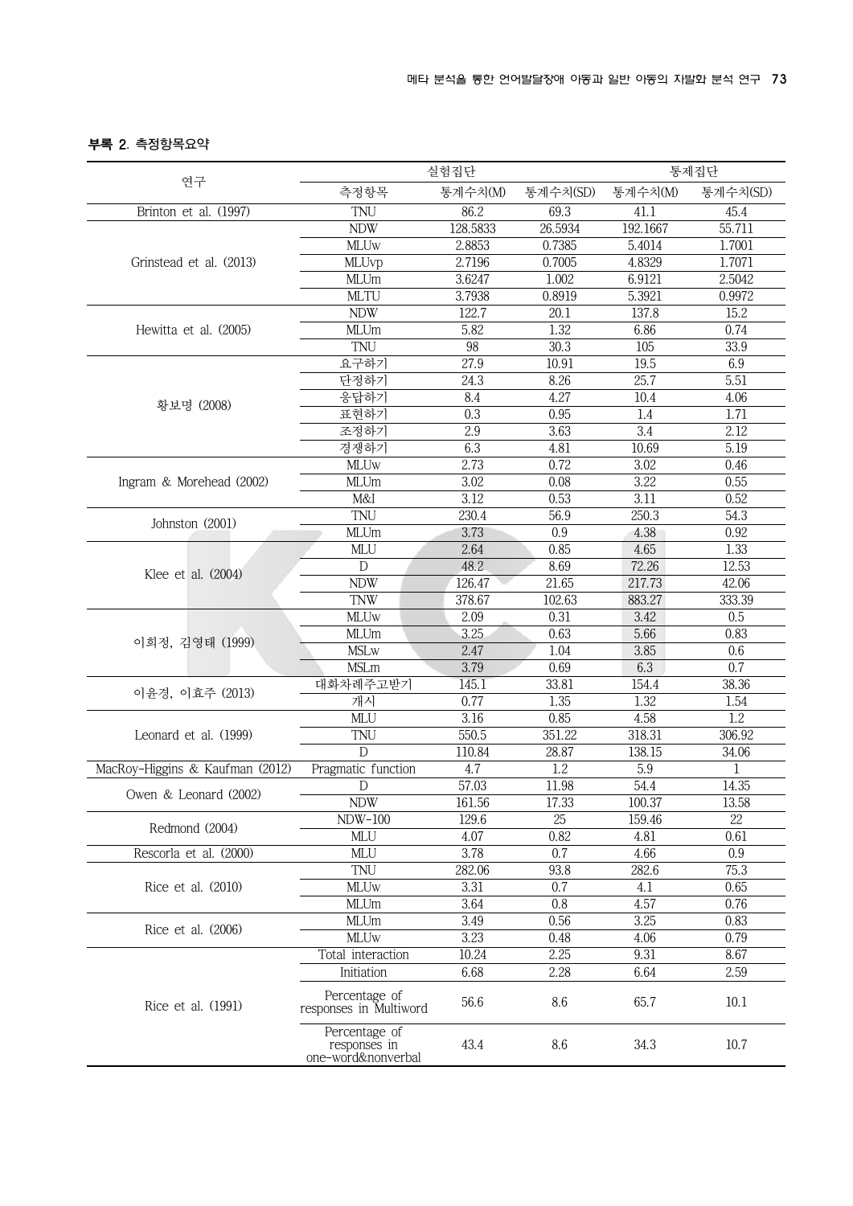**부록 2. 측정항목요약**

| 연구 | 측정항목 | 실험집단 | | 통제집단 | |
|---|---|---|---|---|---|
| | | 통계수치(M) | 통계수치(SD) | 통계수치(M) | 통계수치(SD) |
| Brinton et al. (1997) | TNU | 86.2 | 69.3 | 41.1 | 45.4 |
| Grinstead et al. (2013) | NDW | 128.5833 | 26.5934 | 192.1667 | 55.711 |
| | MLUw | 2.8853 | 0.7385 | 5.4014 | 1.7001 |
| | MLUvp | 2.7196 | 0.7005 | 4.8329 | 1.7071 |
| | MLUm | 3.6247 | 1.002 | 6.9121 | 2.5042 |
| | MLTU | 3.7938 | 0.8919 | 5.3921 | 0.9972 |
| Hewitta et al. (2005) | NDW | 122.7 | 20.1 | 137.8 | 15.2 |
| | MLUm | 5.82 | 1.32 | 6.86 | 0.74 |
| | TNU | 98 | 30.3 | 105 | 33.9 |
| 황보명 (2008) | 요구하기 | 27.9 | 10.91 | 19.5 | 6.9 |
| | 단정하기 | 24.3 | 8.26 | 25.7 | 5.51 |
| | 응답하기 | 8.4 | 4.27 | 10.4 | 4.06 |
| | 표현하기 | 0.3 | 0.95 | 1.4 | 1.71 |
| | 조정하기 | 2.9 | 3.63 | 3.4 | 2.12 |
| | 경쟁하기 | 6.3 | 4.81 | 10.69 | 5.19 |
| Ingram & Morehead (2002) | MLUw | 2.73 | 0.72 | 3.02 | 0.46 |
| | MLUm | 3.02 | 0.08 | 3.22 | 0.55 |
| | M&I | 3.12 | 0.53 | 3.11 | 0.52 |
| Johnston (2001) | TNU | 230.4 | 56.9 | 250.3 | 54.3 |
| | MLUm | 3.73 | 0.9 | 4.38 | 0.92 |
| Klee et al. (2004) | MLU | 2.64 | 0.85 | 4.65 | 1.33 |
| | D | 48.2 | 8.69 | 72.26 | 12.53 |
| | NDW | 126.47 | 21.65 | 217.73 | 42.06 |
| | TNW | 378.67 | 102.63 | 883.27 | 333.39 |
| 이희정, 김영태 (1999) | MLUw | 2.09 | 0.31 | 3.42 | 0.5 |
| | MLUm | 3.25 | 0.63 | 5.66 | 0.83 |
| | MSLw | 2.47 | 1.04 | 3.85 | 0.6 |
| | MSLm | 3.79 | 0.69 | 6.3 | 0.7 |
| 이윤경, 이효주 (2013) | 대화차례주고받기 | 145.1 | 33.81 | 154.4 | 38.36 |
| | 개시 | 0.77 | 1.35 | 1.32 | 1.54 |
| Leonard et al. (1999) | MLU | 3.16 | 0.85 | 4.58 | 1.2 |
| | TNU | 550.5 | 351.22 | 318.31 | 306.92 |
| | D | 110.84 | 28.87 | 138.15 | 34.06 |
| MacRoy-Higgins & Kaufman (2012) | Pragmatic function | 4.7 | 1.2 | 5.9 | 1 |
| Owen & Leonard (2002) | D | 57.03 | 11.98 | 54.4 | 14.35 |
| | NDW | 161.56 | 17.33 | 100.37 | 13.58 |
| Redmond (2004) | NDW-100 | 129.6 | 25 | 159.46 | 22 |
| | MLU | 4.07 | 0.82 | 4.81 | 0.61 |
| Rescorla et al. (2000) | MLU | 3.78 | 0.7 | 4.66 | 0.9 |
| Rice et al. (2010) | TNU | 282.06 | 93.8 | 282.6 | 75.3 |
| | MLUw | 3.31 | 0.7 | 4.1 | 0.65 |
| | MLUm | 3.64 | 0.8 | 4.57 | 0.76 |
| Rice et al. (2006) | MLUm | 3.49 | 0.56 | 3.25 | 0.83 |
| | MLUw | 3.23 | 0.48 | 4.06 | 0.79 |
| Rice et al. (1991) | Total interaction | 10.24 | 2.25 | 9.31 | 8.67 |
| | Initiation | 6.68 | 2.28 | 6.64 | 2.59 |
| | Percentage of responses in Multiword | 56.6 | 8.6 | 65.7 | 10.1 |
| | Percentage of responses in one-word&nonverbal | 43.4 | 8.6 | 34.3 | 10.7 |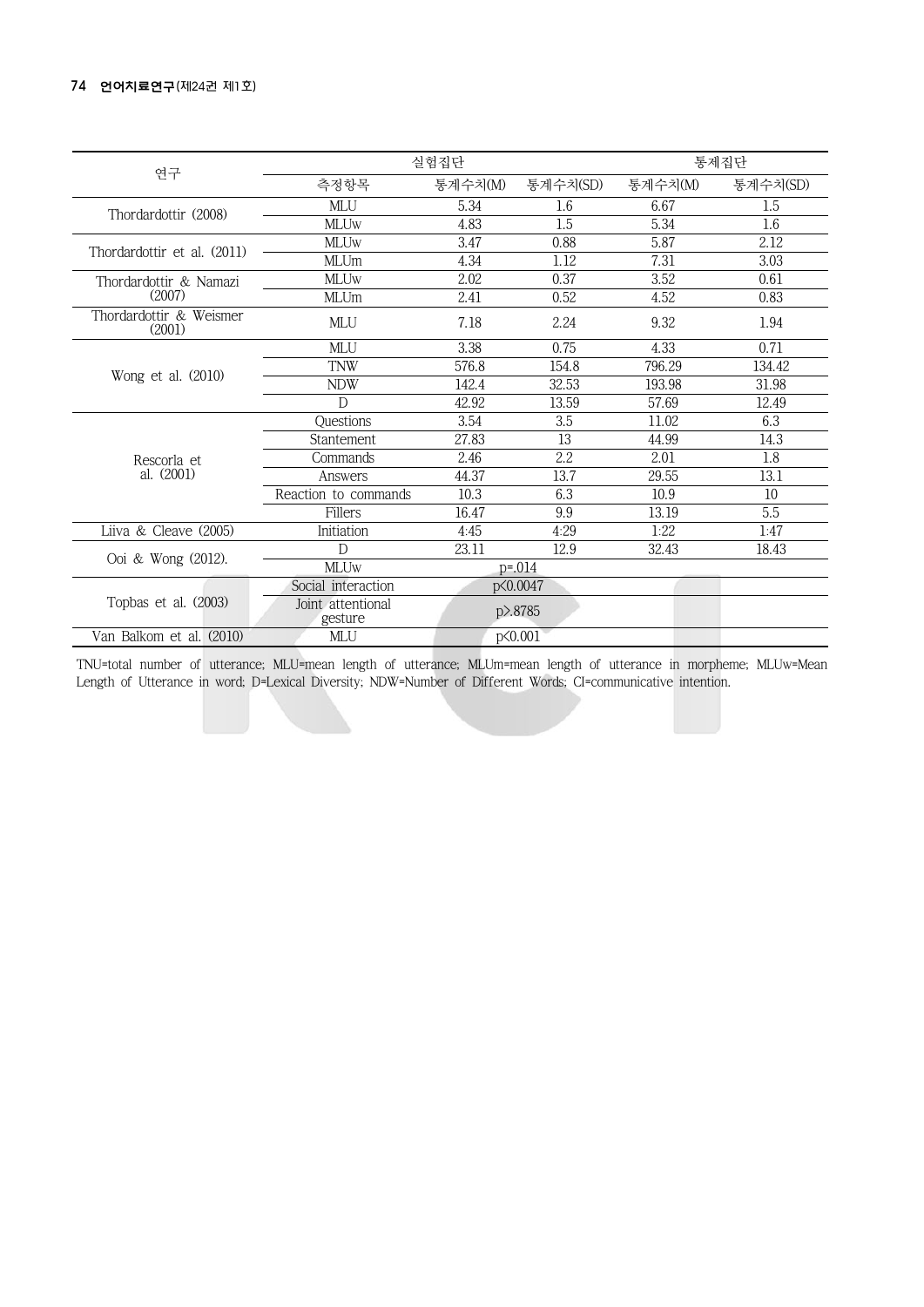| 연구 | 실험집단 | | | 통제집단 | |
|---|---|---|---|---|---|
| | 측정항목 | 통계수치(M) | 통계수치(SD) | 통계수치(M) | 통계수치(SD) |
| Thordardottir (2008) | MLU | 5.34 | 1.6 | 6.67 | 1.5 |
| | MLUw | 4.83 | 1.5 | 5.34 | 1.6 |
| Thordardottir et al. (2011) | MLUw | 3.47 | 0.88 | 5.87 | 2.12 |
| | MLUm | 4.34 | 1.12 | 7.31 | 3.03 |
| Thordardottir & Namazi (2007) | MLUw | 2.02 | 0.37 | 3.52 | 0.61 |
| | MLUm | 2.41 | 0.52 | 4.52 | 0.83 |
| Thordardottir & Weismer (2001) | MLU | 7.18 | 2.24 | 9.32 | 1.94 |
| Wong et al. (2010) | MLU | 3.38 | 0.75 | 4.33 | 0.71 |
| | TNW | 576.8 | 154.8 | 796.29 | 134.42 |
| | NDW | 142.4 | 32.53 | 193.98 | 31.98 |
| | D | 42.92 | 13.59 | 57.69 | 12.49 |
| Rescorla et al. (2001) | Questions | 3.54 | 3.5 | 11.02 | 6.3 |
| | Stantement | 27.83 | 13 | 44.99 | 14.3 |
| | Commands | 2.46 | 2.2 | 2.01 | 1.8 |
| | Answers | 44.37 | 13.7 | 29.55 | 13.1 |
| | Reaction to commands | 10.3 | 6.3 | 10.9 | 10 |
| | Fillers | 16.47 | 9.9 | 13.19 | 5.5 |
| Liiva & Cleave (2005) | Initiation | 4:45 | 4:29 | 1:22 | 1:47 |
| Ooi & Wong (2012). | D | 23.11 | 12.9 | 32.43 | 18.43 |
| | MLUw | p=.014 | | | |
| Topbas et al. (2003) | Social interaction | p<0.0047 | | | |
| | Joint attentional gesture | p>.8785 | | | |
| Van Balkom et al. (2010) | MLU | p<0.001 | | | |

TNU=total number of utterance; MLU=mean length of utterance; MLUm=mean length of utterance in morpheme; MLUw=Mean Length of Utterance in word; D=Lexical Diversity; NDW=Number of Different Words; CI=communicative intention.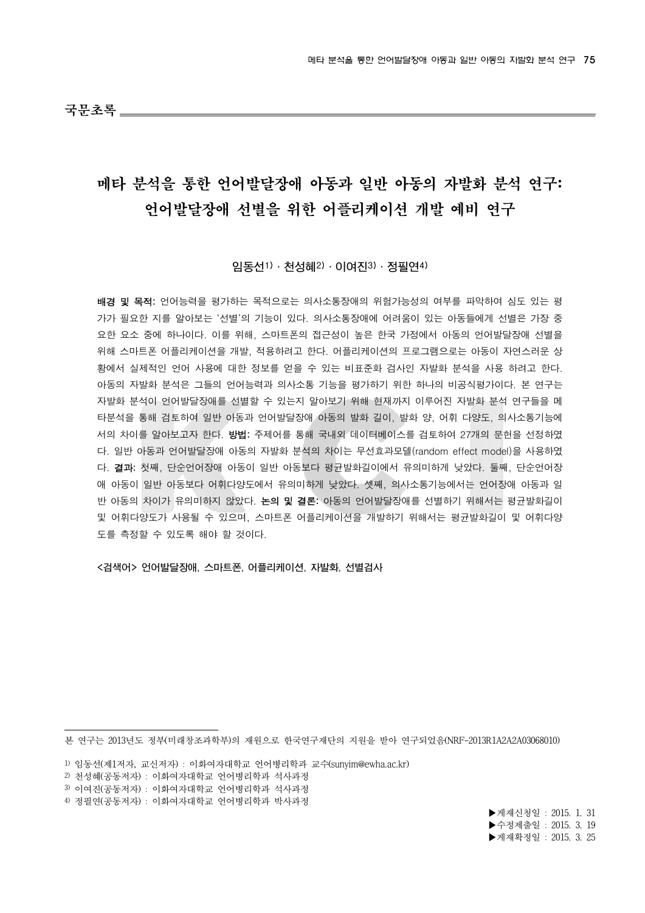## 국문초록

# 메타 분석을 통한 언어발달장애 아동과 일반 아동의 자발화 분석 연구: 언어발달장애 선별을 위한 어플리케이션 개발 예비 연구

임동선[1] · 천성혜[2] · 이여진[3] · 정필연[4]

**배경 및 목적:** 언어능력을 평가하는 목적으로는 의사소통장애의 위험가능성의 여부를 파악하여 심도 있는 평가가 필요한 지를 알아보는 '선별'의 기능이 있다. 의사소통장애에 어려움이 있는 아동들에게 선별은 가장 중요한 요소 중에 하나이다. 이를 위해, 스마트폰의 접근성이 높은 한국 가정에서 아동의 언어발달장애 선별을 위해 스마트폰 어플리케이션을 개발, 적용하려고 한다. 어플리케이션의 프로그램으로는 아동이 자연스러운 상황에서 실제적인 언어 사용에 대한 정보를 얻을 수 있는 비표준화 검사인 자발화 분석을 사용 하려고 한다. 아동의 자발화 분석은 그들의 언어능력과 의사소통 기능을 평가하기 위한 하나의 비공식평가이다. 본 연구는 자발화 분석이 언어발달장애를 선별할 수 있는지 알아보기 위해 현재까지 이루어진 자발화 분석 연구들을 메타분석을 통해 검토하여 일반 아동과 언어발달장애 아동의 발화 길이, 발화 양, 어휘 다양도, 의사소통기능에서의 차이를 알아보고자 한다. **방법:** 주제어를 통해 국내외 데이터베이스를 검토하여 27개의 문헌을 선정하였다. 일반 아동과 언어발달장애 아동의 자발화 분석의 차이는 무선효과모델(random effect model)을 사용하였다. **결과:** 첫째, 단순언어장애 아동이 일반 아동보다 평균발화길이에서 유의미하게 낮았다. 둘째, 단순언어장애 아동이 일반 아동보다 어휘다양도에서 유의미하게 낮았다. 셋째, 의사소통기능에서는 언어장애 아동과 일반 아동의 차이가 유의미하지 않았다. **논의 및 결론:** 아동의 언어발달장애를 선별하기 위해서는 평균발화길이 및 어휘다양도가 사용될 수 있으며, 스마트폰 어플리케이션을 개발하기 위해서는 평균발화길이 및 어휘다양도를 측정할 수 있도록 해야 할 것이다.

**<검색어> 언어발달장애, 스마트폰, 어플리케이션, 자발화, 선별검사**

---

본 연구는 2013년도 정부(미래창조과학부)의 재원으로 한국연구재단의 지원을 받아 연구되었음(NRF-2013R1A2A2A03068010)

[1] 임동선(제1저자, 교신저자) : 이화여자대학교 언어병리학과 교수(sunyim@ewha.ac.kr)
[2] 천성혜(공동저자) : 이화여자대학교 언어병리학과 석사과정
[3] 이여진(공동저자) : 이화여자대학교 언어병리학과 석사과정
[4] 정필연(공동저자) : 이화여자대학교 언어병리학과 박사과정

▶게재신청일 : 2015. 1. 31
▶수정제출일 : 2015. 3. 19
▶게재확정일 : 2015. 3. 25